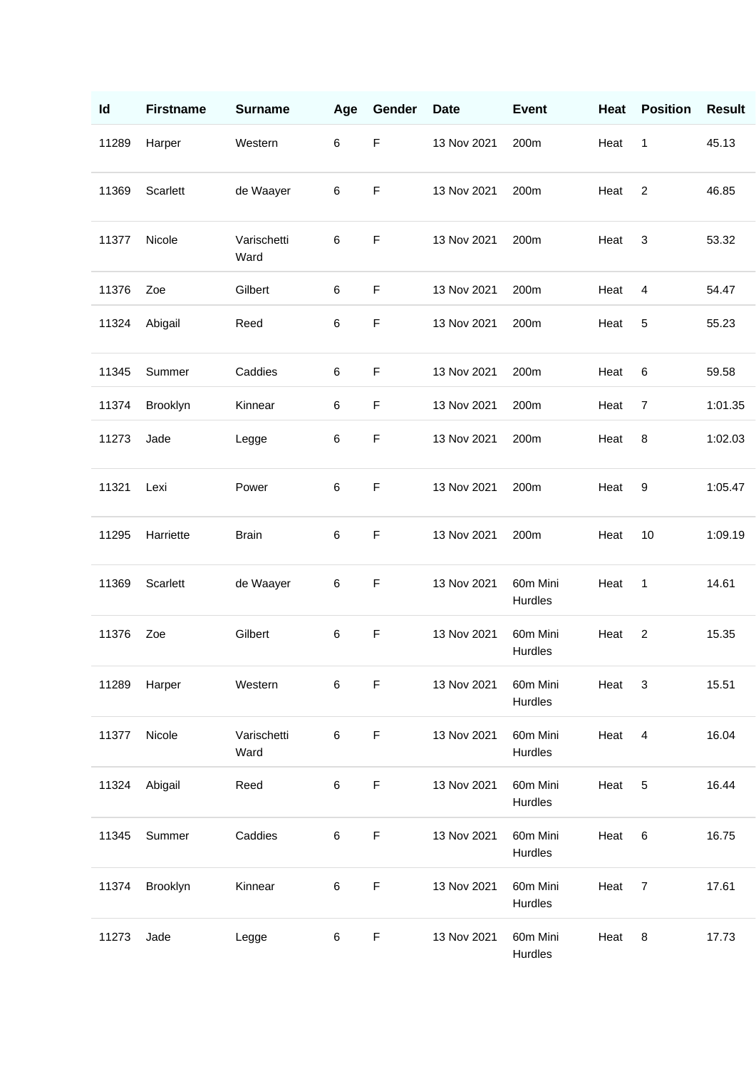| Id | Firstname | Surname | Age | Gender | Date | Event | Heat | Position | Result |
|---|---|---|---|---|---|---|---|---|---|
| 11289 | Harper | Western | 6 | F | 13 Nov 2021 | 200m | Heat | 1 | 45.13 |
| 11369 | Scarlett | de Waayer | 6 | F | 13 Nov 2021 | 200m | Heat | 2 | 46.85 |
| 11377 | Nicole | Varischetti Ward | 6 | F | 13 Nov 2021 | 200m | Heat | 3 | 53.32 |
| 11376 | Zoe | Gilbert | 6 | F | 13 Nov 2021 | 200m | Heat | 4 | 54.47 |
| 11324 | Abigail | Reed | 6 | F | 13 Nov 2021 | 200m | Heat | 5 | 55.23 |
| 11345 | Summer | Caddies | 6 | F | 13 Nov 2021 | 200m | Heat | 6 | 59.58 |
| 11374 | Brooklyn | Kinnear | 6 | F | 13 Nov 2021 | 200m | Heat | 7 | 1:01.35 |
| 11273 | Jade | Legge | 6 | F | 13 Nov 2021 | 200m | Heat | 8 | 1:02.03 |
| 11321 | Lexi | Power | 6 | F | 13 Nov 2021 | 200m | Heat | 9 | 1:05.47 |
| 11295 | Harriette | Brain | 6 | F | 13 Nov 2021 | 200m | Heat | 10 | 1:09.19 |
| 11369 | Scarlett | de Waayer | 6 | F | 13 Nov 2021 | 60m Mini Hurdles | Heat | 1 | 14.61 |
| 11376 | Zoe | Gilbert | 6 | F | 13 Nov 2021 | 60m Mini Hurdles | Heat | 2 | 15.35 |
| 11289 | Harper | Western | 6 | F | 13 Nov 2021 | 60m Mini Hurdles | Heat | 3 | 15.51 |
| 11377 | Nicole | Varischetti Ward | 6 | F | 13 Nov 2021 | 60m Mini Hurdles | Heat | 4 | 16.04 |
| 11324 | Abigail | Reed | 6 | F | 13 Nov 2021 | 60m Mini Hurdles | Heat | 5 | 16.44 |
| 11345 | Summer | Caddies | 6 | F | 13 Nov 2021 | 60m Mini Hurdles | Heat | 6 | 16.75 |
| 11374 | Brooklyn | Kinnear | 6 | F | 13 Nov 2021 | 60m Mini Hurdles | Heat | 7 | 17.61 |
| 11273 | Jade | Legge | 6 | F | 13 Nov 2021 | 60m Mini Hurdles | Heat | 8 | 17.73 |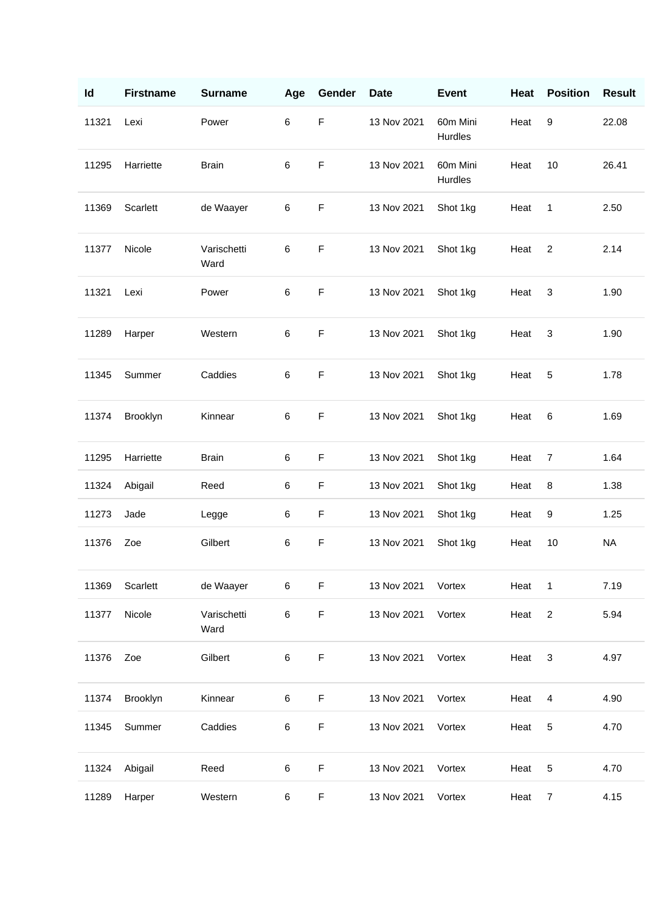| Id | Firstname | Surname | Age | Gender | Date | Event | Heat | Position | Result |
|---|---|---|---|---|---|---|---|---|---|
| 11321 | Lexi | Power | 6 | F | 13 Nov 2021 | 60m Mini Hurdles | Heat | 9 | 22.08 |
| 11295 | Harriette | Brain | 6 | F | 13 Nov 2021 | 60m Mini Hurdles | Heat | 10 | 26.41 |
| 11369 | Scarlett | de Waayer | 6 | F | 13 Nov 2021 | Shot 1kg | Heat | 1 | 2.50 |
| 11377 | Nicole | Varischetti Ward | 6 | F | 13 Nov 2021 | Shot 1kg | Heat | 2 | 2.14 |
| 11321 | Lexi | Power | 6 | F | 13 Nov 2021 | Shot 1kg | Heat | 3 | 1.90 |
| 11289 | Harper | Western | 6 | F | 13 Nov 2021 | Shot 1kg | Heat | 3 | 1.90 |
| 11345 | Summer | Caddies | 6 | F | 13 Nov 2021 | Shot 1kg | Heat | 5 | 1.78 |
| 11374 | Brooklyn | Kinnear | 6 | F | 13 Nov 2021 | Shot 1kg | Heat | 6 | 1.69 |
| 11295 | Harriette | Brain | 6 | F | 13 Nov 2021 | Shot 1kg | Heat | 7 | 1.64 |
| 11324 | Abigail | Reed | 6 | F | 13 Nov 2021 | Shot 1kg | Heat | 8 | 1.38 |
| 11273 | Jade | Legge | 6 | F | 13 Nov 2021 | Shot 1kg | Heat | 9 | 1.25 |
| 11376 | Zoe | Gilbert | 6 | F | 13 Nov 2021 | Shot 1kg | Heat | 10 | NA |
| 11369 | Scarlett | de Waayer | 6 | F | 13 Nov 2021 | Vortex | Heat | 1 | 7.19 |
| 11377 | Nicole | Varischetti Ward | 6 | F | 13 Nov 2021 | Vortex | Heat | 2 | 5.94 |
| 11376 | Zoe | Gilbert | 6 | F | 13 Nov 2021 | Vortex | Heat | 3 | 4.97 |
| 11374 | Brooklyn | Kinnear | 6 | F | 13 Nov 2021 | Vortex | Heat | 4 | 4.90 |
| 11345 | Summer | Caddies | 6 | F | 13 Nov 2021 | Vortex | Heat | 5 | 4.70 |
| 11324 | Abigail | Reed | 6 | F | 13 Nov 2021 | Vortex | Heat | 5 | 4.70 |
| 11289 | Harper | Western | 6 | F | 13 Nov 2021 | Vortex | Heat | 7 | 4.15 |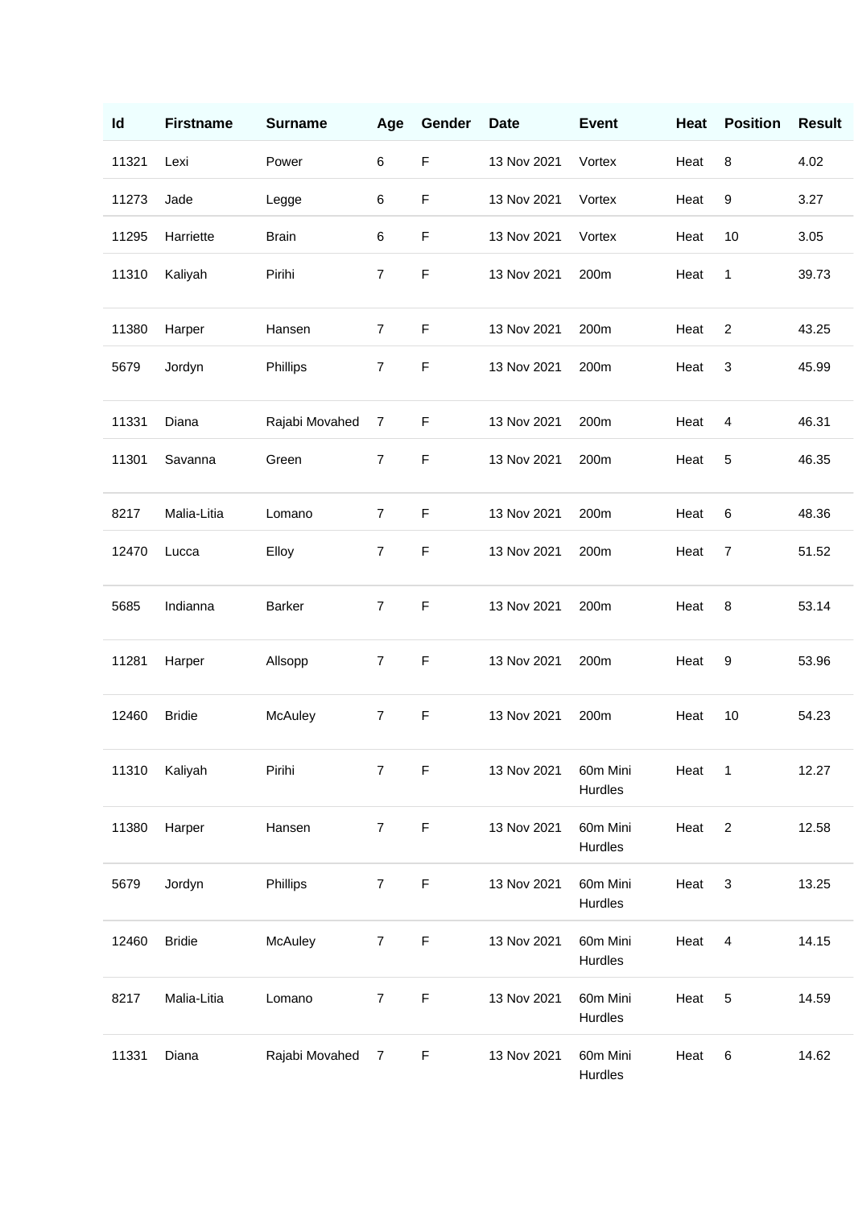| Id | Firstname | Surname | Age | Gender | Date | Event | Heat | Position | Result |
|---|---|---|---|---|---|---|---|---|---|
| 11321 | Lexi | Power | 6 | F | 13 Nov 2021 | Vortex | Heat | 8 | 4.02 |
| 11273 | Jade | Legge | 6 | F | 13 Nov 2021 | Vortex | Heat | 9 | 3.27 |
| 11295 | Harriette | Brain | 6 | F | 13 Nov 2021 | Vortex | Heat | 10 | 3.05 |
| 11310 | Kaliyah | Pirihi | 7 | F | 13 Nov 2021 | 200m | Heat | 1 | 39.73 |
| 11380 | Harper | Hansen | 7 | F | 13 Nov 2021 | 200m | Heat | 2 | 43.25 |
| 5679 | Jordyn | Phillips | 7 | F | 13 Nov 2021 | 200m | Heat | 3 | 45.99 |
| 11331 | Diana | Rajabi Movahed | 7 | F | 13 Nov 2021 | 200m | Heat | 4 | 46.31 |
| 11301 | Savanna | Green | 7 | F | 13 Nov 2021 | 200m | Heat | 5 | 46.35 |
| 8217 | Malia-Litia | Lomano | 7 | F | 13 Nov 2021 | 200m | Heat | 6 | 48.36 |
| 12470 | Lucca | Elloy | 7 | F | 13 Nov 2021 | 200m | Heat | 7 | 51.52 |
| 5685 | Indianna | Barker | 7 | F | 13 Nov 2021 | 200m | Heat | 8 | 53.14 |
| 11281 | Harper | Allsopp | 7 | F | 13 Nov 2021 | 200m | Heat | 9 | 53.96 |
| 12460 | Bridie | McAuley | 7 | F | 13 Nov 2021 | 200m | Heat | 10 | 54.23 |
| 11310 | Kaliyah | Pirihi | 7 | F | 13 Nov 2021 | 60m Mini Hurdles | Heat | 1 | 12.27 |
| 11380 | Harper | Hansen | 7 | F | 13 Nov 2021 | 60m Mini Hurdles | Heat | 2 | 12.58 |
| 5679 | Jordyn | Phillips | 7 | F | 13 Nov 2021 | 60m Mini Hurdles | Heat | 3 | 13.25 |
| 12460 | Bridie | McAuley | 7 | F | 13 Nov 2021 | 60m Mini Hurdles | Heat | 4 | 14.15 |
| 8217 | Malia-Litia | Lomano | 7 | F | 13 Nov 2021 | 60m Mini Hurdles | Heat | 5 | 14.59 |
| 11331 | Diana | Rajabi Movahed | 7 | F | 13 Nov 2021 | 60m Mini Hurdles | Heat | 6 | 14.62 |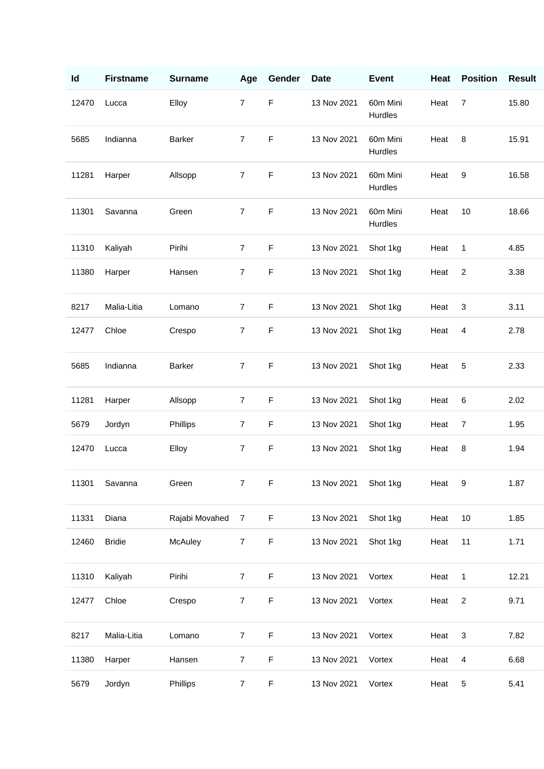| Id | Firstname | Surname | Age | Gender | Date | Event | Heat | Position | Result |
|---|---|---|---|---|---|---|---|---|---|
| 12470 | Lucca | Elloy | 7 | F | 13 Nov 2021 | 60m Mini Hurdles | Heat | 7 | 15.80 |
| 5685 | Indianna | Barker | 7 | F | 13 Nov 2021 | 60m Mini Hurdles | Heat | 8 | 15.91 |
| 11281 | Harper | Allsopp | 7 | F | 13 Nov 2021 | 60m Mini Hurdles | Heat | 9 | 16.58 |
| 11301 | Savanna | Green | 7 | F | 13 Nov 2021 | 60m Mini Hurdles | Heat | 10 | 18.66 |
| 11310 | Kaliyah | Pirihi | 7 | F | 13 Nov 2021 | Shot 1kg | Heat | 1 | 4.85 |
| 11380 | Harper | Hansen | 7 | F | 13 Nov 2021 | Shot 1kg | Heat | 2 | 3.38 |
| 8217 | Malia-Litia | Lomano | 7 | F | 13 Nov 2021 | Shot 1kg | Heat | 3 | 3.11 |
| 12477 | Chloe | Crespo | 7 | F | 13 Nov 2021 | Shot 1kg | Heat | 4 | 2.78 |
| 5685 | Indianna | Barker | 7 | F | 13 Nov 2021 | Shot 1kg | Heat | 5 | 2.33 |
| 11281 | Harper | Allsopp | 7 | F | 13 Nov 2021 | Shot 1kg | Heat | 6 | 2.02 |
| 5679 | Jordyn | Phillips | 7 | F | 13 Nov 2021 | Shot 1kg | Heat | 7 | 1.95 |
| 12470 | Lucca | Elloy | 7 | F | 13 Nov 2021 | Shot 1kg | Heat | 8 | 1.94 |
| 11301 | Savanna | Green | 7 | F | 13 Nov 2021 | Shot 1kg | Heat | 9 | 1.87 |
| 11331 | Diana | Rajabi Movahed | 7 | F | 13 Nov 2021 | Shot 1kg | Heat | 10 | 1.85 |
| 12460 | Bridie | McAuley | 7 | F | 13 Nov 2021 | Shot 1kg | Heat | 11 | 1.71 |
| 11310 | Kaliyah | Pirihi | 7 | F | 13 Nov 2021 | Vortex | Heat | 1 | 12.21 |
| 12477 | Chloe | Crespo | 7 | F | 13 Nov 2021 | Vortex | Heat | 2 | 9.71 |
| 8217 | Malia-Litia | Lomano | 7 | F | 13 Nov 2021 | Vortex | Heat | 3 | 7.82 |
| 11380 | Harper | Hansen | 7 | F | 13 Nov 2021 | Vortex | Heat | 4 | 6.68 |
| 5679 | Jordyn | Phillips | 7 | F | 13 Nov 2021 | Vortex | Heat | 5 | 5.41 |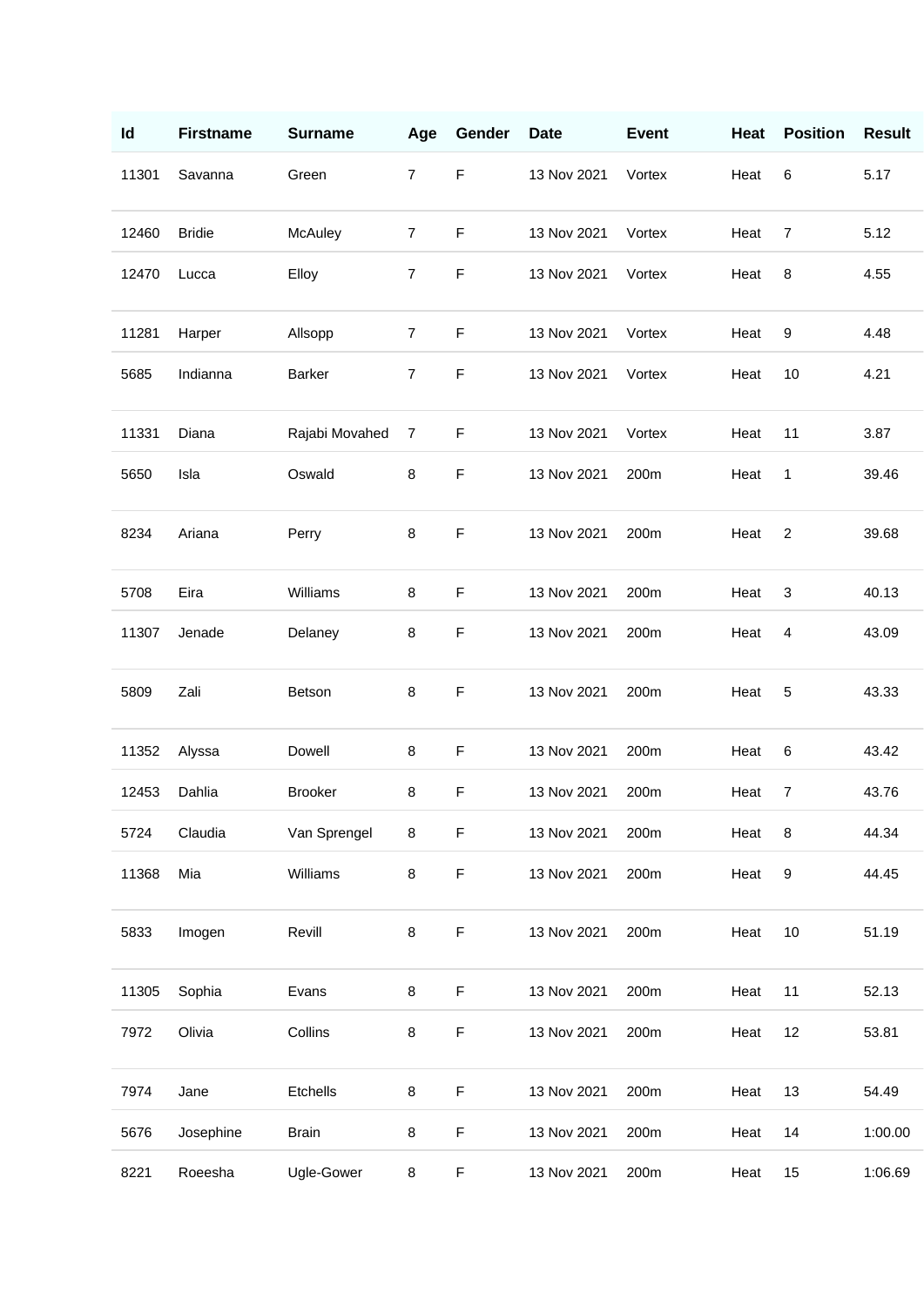| Id | Firstname | Surname | Age | Gender | Date | Event | Heat | Position | Result |
|---|---|---|---|---|---|---|---|---|---|
| 11301 | Savanna | Green | 7 | F | 13 Nov 2021 | Vortex | Heat | 6 | 5.17 |
| 12460 | Bridie | McAuley | 7 | F | 13 Nov 2021 | Vortex | Heat | 7 | 5.12 |
| 12470 | Lucca | Elloy | 7 | F | 13 Nov 2021 | Vortex | Heat | 8 | 4.55 |
| 11281 | Harper | Allsopp | 7 | F | 13 Nov 2021 | Vortex | Heat | 9 | 4.48 |
| 5685 | Indianna | Barker | 7 | F | 13 Nov 2021 | Vortex | Heat | 10 | 4.21 |
| 11331 | Diana | Rajabi Movahed | 7 | F | 13 Nov 2021 | Vortex | Heat | 11 | 3.87 |
| 5650 | Isla | Oswald | 8 | F | 13 Nov 2021 | 200m | Heat | 1 | 39.46 |
| 8234 | Ariana | Perry | 8 | F | 13 Nov 2021 | 200m | Heat | 2 | 39.68 |
| 5708 | Eira | Williams | 8 | F | 13 Nov 2021 | 200m | Heat | 3 | 40.13 |
| 11307 | Jenade | Delaney | 8 | F | 13 Nov 2021 | 200m | Heat | 4 | 43.09 |
| 5809 | Zali | Betson | 8 | F | 13 Nov 2021 | 200m | Heat | 5 | 43.33 |
| 11352 | Alyssa | Dowell | 8 | F | 13 Nov 2021 | 200m | Heat | 6 | 43.42 |
| 12453 | Dahlia | Brooker | 8 | F | 13 Nov 2021 | 200m | Heat | 7 | 43.76 |
| 5724 | Claudia | Van Sprengel | 8 | F | 13 Nov 2021 | 200m | Heat | 8 | 44.34 |
| 11368 | Mia | Williams | 8 | F | 13 Nov 2021 | 200m | Heat | 9 | 44.45 |
| 5833 | Imogen | Revill | 8 | F | 13 Nov 2021 | 200m | Heat | 10 | 51.19 |
| 11305 | Sophia | Evans | 8 | F | 13 Nov 2021 | 200m | Heat | 11 | 52.13 |
| 7972 | Olivia | Collins | 8 | F | 13 Nov 2021 | 200m | Heat | 12 | 53.81 |
| 7974 | Jane | Etchells | 8 | F | 13 Nov 2021 | 200m | Heat | 13 | 54.49 |
| 5676 | Josephine | Brain | 8 | F | 13 Nov 2021 | 200m | Heat | 14 | 1:00.00 |
| 8221 | Roeesha | Ugle-Gower | 8 | F | 13 Nov 2021 | 200m | Heat | 15 | 1:06.69 |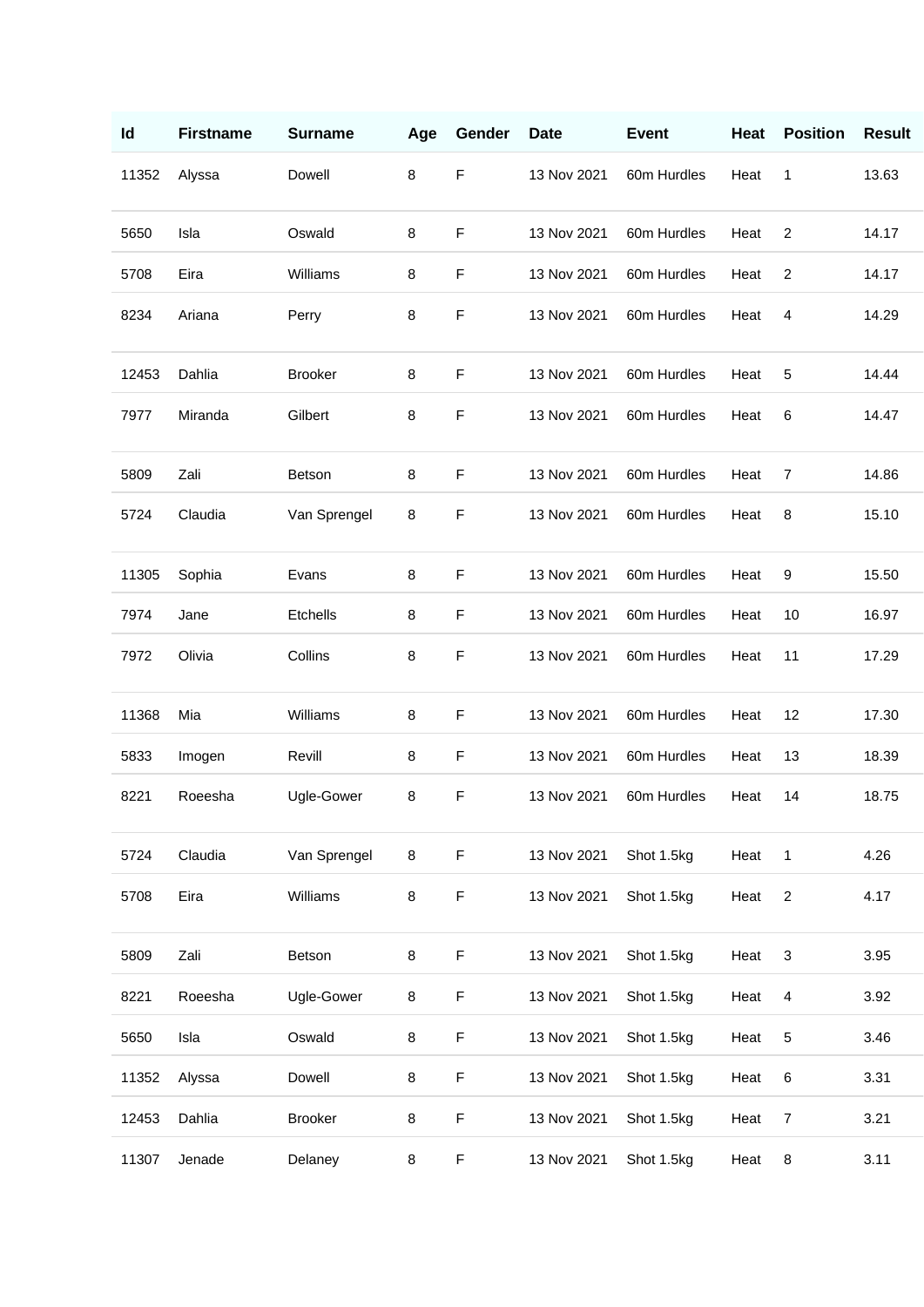| Id | Firstname | Surname | Age | Gender | Date | Event | Heat | Position | Result |
|---|---|---|---|---|---|---|---|---|---|
| 11352 | Alyssa | Dowell | 8 | F | 13 Nov 2021 | 60m Hurdles | Heat | 1 | 13.63 |
| 5650 | Isla | Oswald | 8 | F | 13 Nov 2021 | 60m Hurdles | Heat | 2 | 14.17 |
| 5708 | Eira | Williams | 8 | F | 13 Nov 2021 | 60m Hurdles | Heat | 2 | 14.17 |
| 8234 | Ariana | Perry | 8 | F | 13 Nov 2021 | 60m Hurdles | Heat | 4 | 14.29 |
| 12453 | Dahlia | Brooker | 8 | F | 13 Nov 2021 | 60m Hurdles | Heat | 5 | 14.44 |
| 7977 | Miranda | Gilbert | 8 | F | 13 Nov 2021 | 60m Hurdles | Heat | 6 | 14.47 |
| 5809 | Zali | Betson | 8 | F | 13 Nov 2021 | 60m Hurdles | Heat | 7 | 14.86 |
| 5724 | Claudia | Van Sprengel | 8 | F | 13 Nov 2021 | 60m Hurdles | Heat | 8 | 15.10 |
| 11305 | Sophia | Evans | 8 | F | 13 Nov 2021 | 60m Hurdles | Heat | 9 | 15.50 |
| 7974 | Jane | Etchells | 8 | F | 13 Nov 2021 | 60m Hurdles | Heat | 10 | 16.97 |
| 7972 | Olivia | Collins | 8 | F | 13 Nov 2021 | 60m Hurdles | Heat | 11 | 17.29 |
| 11368 | Mia | Williams | 8 | F | 13 Nov 2021 | 60m Hurdles | Heat | 12 | 17.30 |
| 5833 | Imogen | Revill | 8 | F | 13 Nov 2021 | 60m Hurdles | Heat | 13 | 18.39 |
| 8221 | Roeesha | Ugle-Gower | 8 | F | 13 Nov 2021 | 60m Hurdles | Heat | 14 | 18.75 |
| 5724 | Claudia | Van Sprengel | 8 | F | 13 Nov 2021 | Shot 1.5kg | Heat | 1 | 4.26 |
| 5708 | Eira | Williams | 8 | F | 13 Nov 2021 | Shot 1.5kg | Heat | 2 | 4.17 |
| 5809 | Zali | Betson | 8 | F | 13 Nov 2021 | Shot 1.5kg | Heat | 3 | 3.95 |
| 8221 | Roeesha | Ugle-Gower | 8 | F | 13 Nov 2021 | Shot 1.5kg | Heat | 4 | 3.92 |
| 5650 | Isla | Oswald | 8 | F | 13 Nov 2021 | Shot 1.5kg | Heat | 5 | 3.46 |
| 11352 | Alyssa | Dowell | 8 | F | 13 Nov 2021 | Shot 1.5kg | Heat | 6 | 3.31 |
| 12453 | Dahlia | Brooker | 8 | F | 13 Nov 2021 | Shot 1.5kg | Heat | 7 | 3.21 |
| 11307 | Jenade | Delaney | 8 | F | 13 Nov 2021 | Shot 1.5kg | Heat | 8 | 3.11 |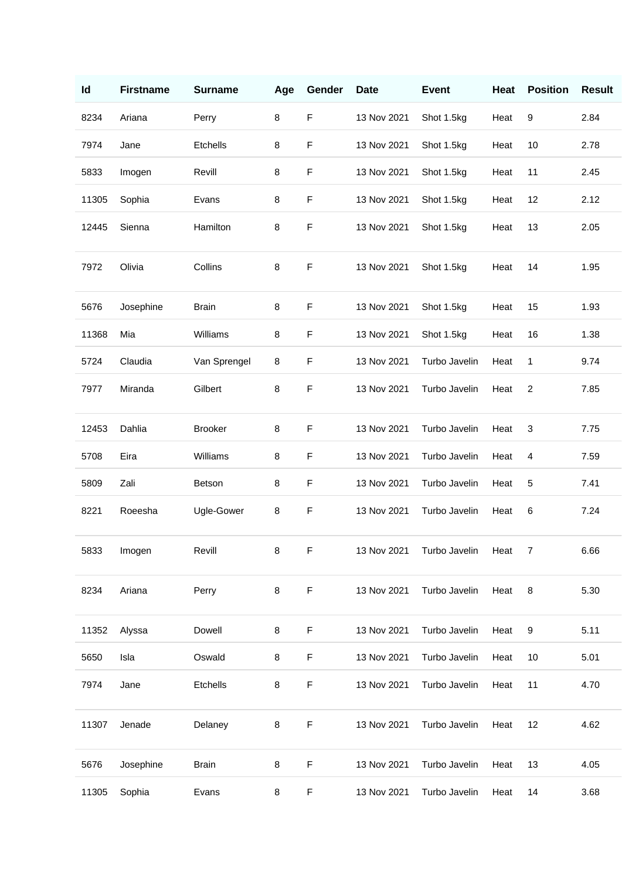| Id | Firstname | Surname | Age | Gender | Date | Event | Heat | Position | Result |
|---|---|---|---|---|---|---|---|---|---|
| 8234 | Ariana | Perry | 8 | F | 13 Nov 2021 | Shot 1.5kg | Heat | 9 | 2.84 |
| 7974 | Jane | Etchells | 8 | F | 13 Nov 2021 | Shot 1.5kg | Heat | 10 | 2.78 |
| 5833 | Imogen | Revill | 8 | F | 13 Nov 2021 | Shot 1.5kg | Heat | 11 | 2.45 |
| 11305 | Sophia | Evans | 8 | F | 13 Nov 2021 | Shot 1.5kg | Heat | 12 | 2.12 |
| 12445 | Sienna | Hamilton | 8 | F | 13 Nov 2021 | Shot 1.5kg | Heat | 13 | 2.05 |
| 7972 | Olivia | Collins | 8 | F | 13 Nov 2021 | Shot 1.5kg | Heat | 14 | 1.95 |
| 5676 | Josephine | Brain | 8 | F | 13 Nov 2021 | Shot 1.5kg | Heat | 15 | 1.93 |
| 11368 | Mia | Williams | 8 | F | 13 Nov 2021 | Shot 1.5kg | Heat | 16 | 1.38 |
| 5724 | Claudia | Van Sprengel | 8 | F | 13 Nov 2021 | Turbo Javelin | Heat | 1 | 9.74 |
| 7977 | Miranda | Gilbert | 8 | F | 13 Nov 2021 | Turbo Javelin | Heat | 2 | 7.85 |
| 12453 | Dahlia | Brooker | 8 | F | 13 Nov 2021 | Turbo Javelin | Heat | 3 | 7.75 |
| 5708 | Eira | Williams | 8 | F | 13 Nov 2021 | Turbo Javelin | Heat | 4 | 7.59 |
| 5809 | Zali | Betson | 8 | F | 13 Nov 2021 | Turbo Javelin | Heat | 5 | 7.41 |
| 8221 | Roeesha | Ugle-Gower | 8 | F | 13 Nov 2021 | Turbo Javelin | Heat | 6 | 7.24 |
| 5833 | Imogen | Revill | 8 | F | 13 Nov 2021 | Turbo Javelin | Heat | 7 | 6.66 |
| 8234 | Ariana | Perry | 8 | F | 13 Nov 2021 | Turbo Javelin | Heat | 8 | 5.30 |
| 11352 | Alyssa | Dowell | 8 | F | 13 Nov 2021 | Turbo Javelin | Heat | 9 | 5.11 |
| 5650 | Isla | Oswald | 8 | F | 13 Nov 2021 | Turbo Javelin | Heat | 10 | 5.01 |
| 7974 | Jane | Etchells | 8 | F | 13 Nov 2021 | Turbo Javelin | Heat | 11 | 4.70 |
| 11307 | Jenade | Delaney | 8 | F | 13 Nov 2021 | Turbo Javelin | Heat | 12 | 4.62 |
| 5676 | Josephine | Brain | 8 | F | 13 Nov 2021 | Turbo Javelin | Heat | 13 | 4.05 |
| 11305 | Sophia | Evans | 8 | F | 13 Nov 2021 | Turbo Javelin | Heat | 14 | 3.68 |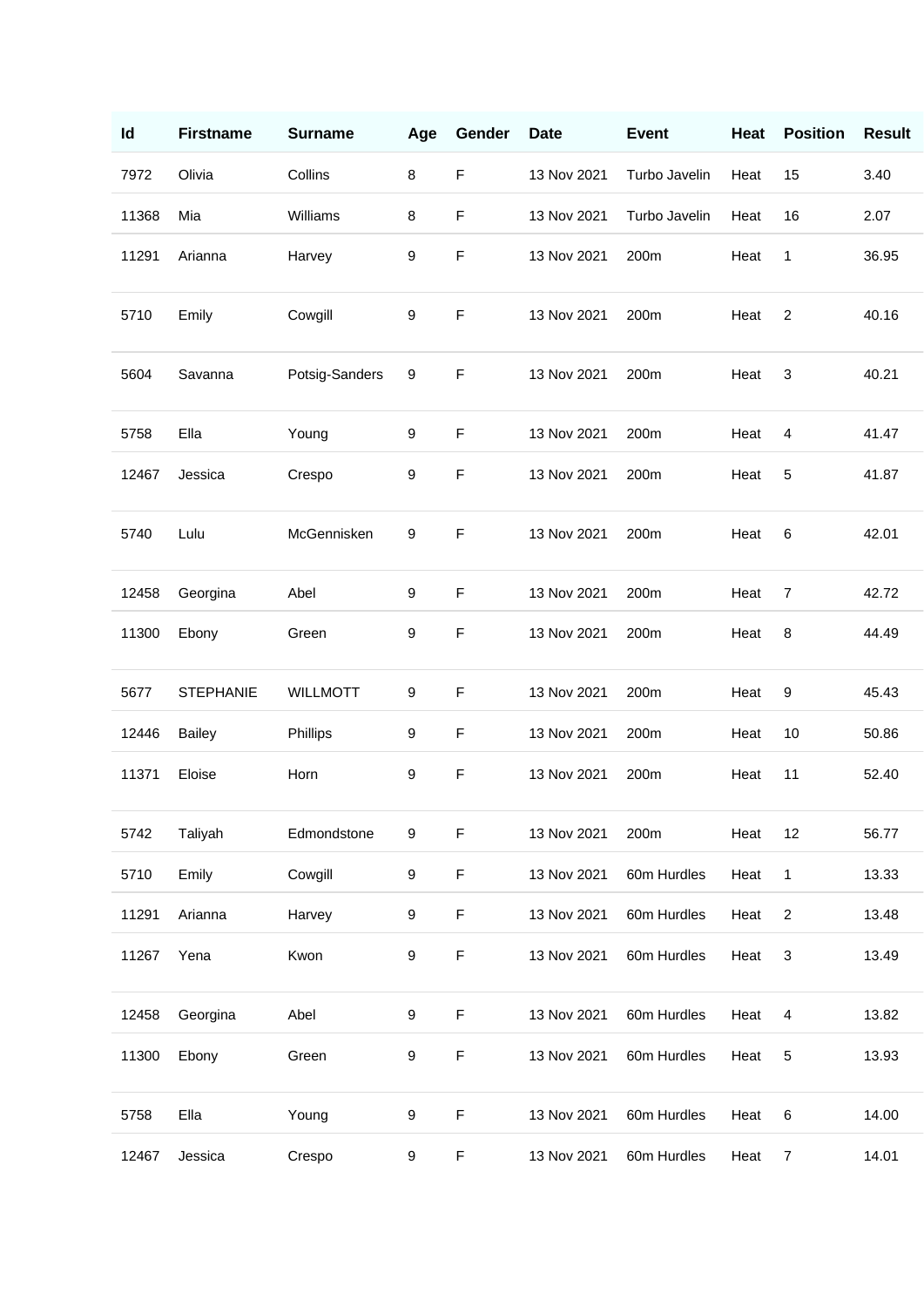| Id | Firstname | Surname | Age | Gender | Date | Event | Heat | Position | Result |
|---|---|---|---|---|---|---|---|---|---|
| 7972 | Olivia | Collins | 8 | F | 13 Nov 2021 | Turbo Javelin | Heat | 15 | 3.40 |
| 11368 | Mia | Williams | 8 | F | 13 Nov 2021 | Turbo Javelin | Heat | 16 | 2.07 |
| 11291 | Arianna | Harvey | 9 | F | 13 Nov 2021 | 200m | Heat | 1 | 36.95 |
| 5710 | Emily | Cowgill | 9 | F | 13 Nov 2021 | 200m | Heat | 2 | 40.16 |
| 5604 | Savanna | Potsig-Sanders | 9 | F | 13 Nov 2021 | 200m | Heat | 3 | 40.21 |
| 5758 | Ella | Young | 9 | F | 13 Nov 2021 | 200m | Heat | 4 | 41.47 |
| 12467 | Jessica | Crespo | 9 | F | 13 Nov 2021 | 200m | Heat | 5 | 41.87 |
| 5740 | Lulu | McGennisken | 9 | F | 13 Nov 2021 | 200m | Heat | 6 | 42.01 |
| 12458 | Georgina | Abel | 9 | F | 13 Nov 2021 | 200m | Heat | 7 | 42.72 |
| 11300 | Ebony | Green | 9 | F | 13 Nov 2021 | 200m | Heat | 8 | 44.49 |
| 5677 | STEPHANIE | WILLMOTT | 9 | F | 13 Nov 2021 | 200m | Heat | 9 | 45.43 |
| 12446 | Bailey | Phillips | 9 | F | 13 Nov 2021 | 200m | Heat | 10 | 50.86 |
| 11371 | Eloise | Horn | 9 | F | 13 Nov 2021 | 200m | Heat | 11 | 52.40 |
| 5742 | Taliyah | Edmondstone | 9 | F | 13 Nov 2021 | 200m | Heat | 12 | 56.77 |
| 5710 | Emily | Cowgill | 9 | F | 13 Nov 2021 | 60m Hurdles | Heat | 1 | 13.33 |
| 11291 | Arianna | Harvey | 9 | F | 13 Nov 2021 | 60m Hurdles | Heat | 2 | 13.48 |
| 11267 | Yena | Kwon | 9 | F | 13 Nov 2021 | 60m Hurdles | Heat | 3 | 13.49 |
| 12458 | Georgina | Abel | 9 | F | 13 Nov 2021 | 60m Hurdles | Heat | 4 | 13.82 |
| 11300 | Ebony | Green | 9 | F | 13 Nov 2021 | 60m Hurdles | Heat | 5 | 13.93 |
| 5758 | Ella | Young | 9 | F | 13 Nov 2021 | 60m Hurdles | Heat | 6 | 14.00 |
| 12467 | Jessica | Crespo | 9 | F | 13 Nov 2021 | 60m Hurdles | Heat | 7 | 14.01 |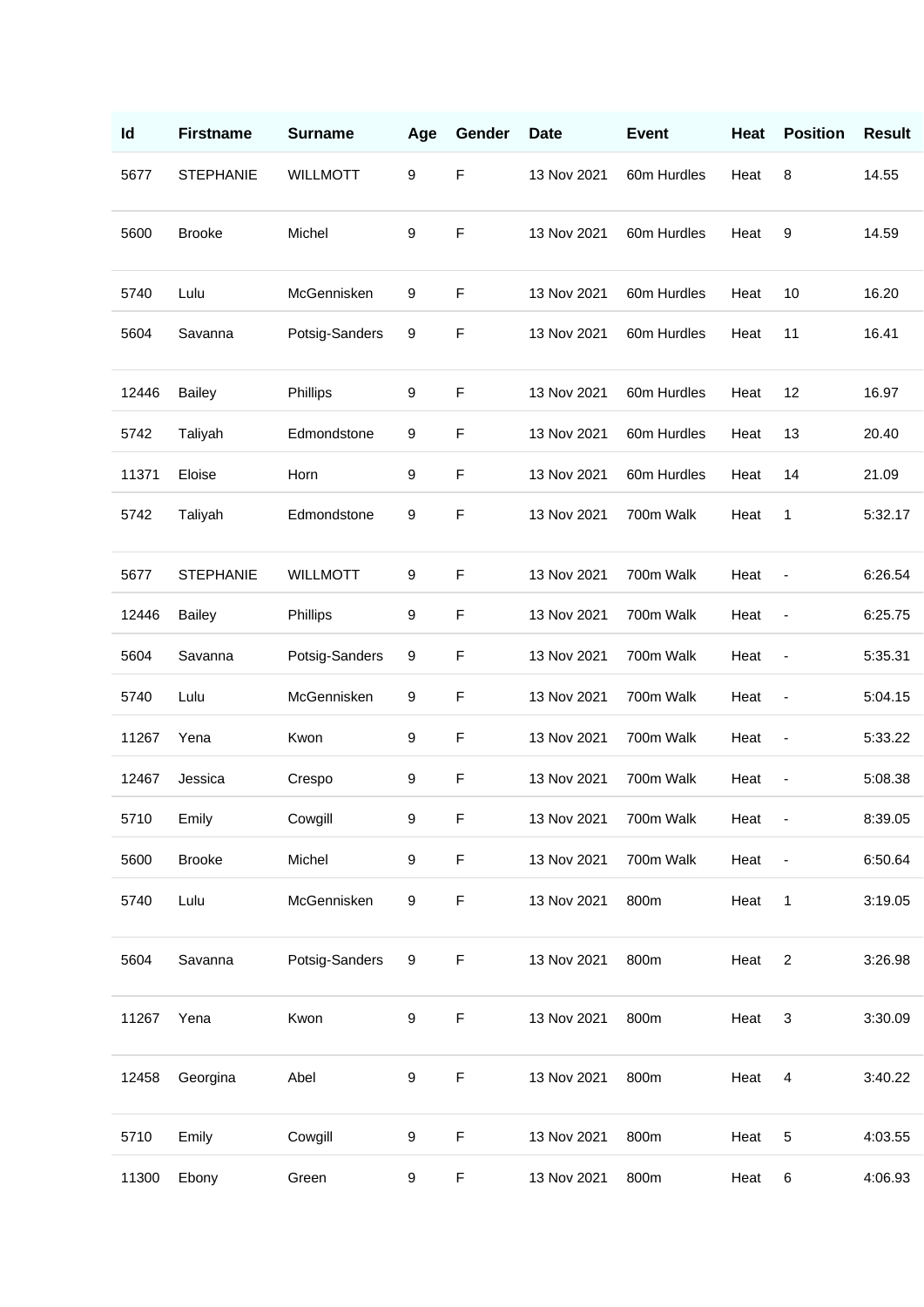| Id | Firstname | Surname | Age | Gender | Date | Event | Heat | Position | Result |
|---|---|---|---|---|---|---|---|---|---|
| 5677 | STEPHANIE | WILLMOTT | 9 | F | 13 Nov 2021 | 60m Hurdles | Heat | 8 | 14.55 |
| 5600 | Brooke | Michel | 9 | F | 13 Nov 2021 | 60m Hurdles | Heat | 9 | 14.59 |
| 5740 | Lulu | McGennisken | 9 | F | 13 Nov 2021 | 60m Hurdles | Heat | 10 | 16.20 |
| 5604 | Savanna | Potsig-Sanders | 9 | F | 13 Nov 2021 | 60m Hurdles | Heat | 11 | 16.41 |
| 12446 | Bailey | Phillips | 9 | F | 13 Nov 2021 | 60m Hurdles | Heat | 12 | 16.97 |
| 5742 | Taliyah | Edmondstone | 9 | F | 13 Nov 2021 | 60m Hurdles | Heat | 13 | 20.40 |
| 11371 | Eloise | Horn | 9 | F | 13 Nov 2021 | 60m Hurdles | Heat | 14 | 21.09 |
| 5742 | Taliyah | Edmondstone | 9 | F | 13 Nov 2021 | 700m Walk | Heat | 1 | 5:32.17 |
| 5677 | STEPHANIE | WILLMOTT | 9 | F | 13 Nov 2021 | 700m Walk | Heat | - | 6:26.54 |
| 12446 | Bailey | Phillips | 9 | F | 13 Nov 2021 | 700m Walk | Heat | - | 6:25.75 |
| 5604 | Savanna | Potsig-Sanders | 9 | F | 13 Nov 2021 | 700m Walk | Heat | - | 5:35.31 |
| 5740 | Lulu | McGennisken | 9 | F | 13 Nov 2021 | 700m Walk | Heat | - | 5:04.15 |
| 11267 | Yena | Kwon | 9 | F | 13 Nov 2021 | 700m Walk | Heat | - | 5:33.22 |
| 12467 | Jessica | Crespo | 9 | F | 13 Nov 2021 | 700m Walk | Heat | - | 5:08.38 |
| 5710 | Emily | Cowgill | 9 | F | 13 Nov 2021 | 700m Walk | Heat | - | 8:39.05 |
| 5600 | Brooke | Michel | 9 | F | 13 Nov 2021 | 700m Walk | Heat | - | 6:50.64 |
| 5740 | Lulu | McGennisken | 9 | F | 13 Nov 2021 | 800m | Heat | 1 | 3:19.05 |
| 5604 | Savanna | Potsig-Sanders | 9 | F | 13 Nov 2021 | 800m | Heat | 2 | 3:26.98 |
| 11267 | Yena | Kwon | 9 | F | 13 Nov 2021 | 800m | Heat | 3 | 3:30.09 |
| 12458 | Georgina | Abel | 9 | F | 13 Nov 2021 | 800m | Heat | 4 | 3:40.22 |
| 5710 | Emily | Cowgill | 9 | F | 13 Nov 2021 | 800m | Heat | 5 | 4:03.55 |
| 11300 | Ebony | Green | 9 | F | 13 Nov 2021 | 800m | Heat | 6 | 4:06.93 |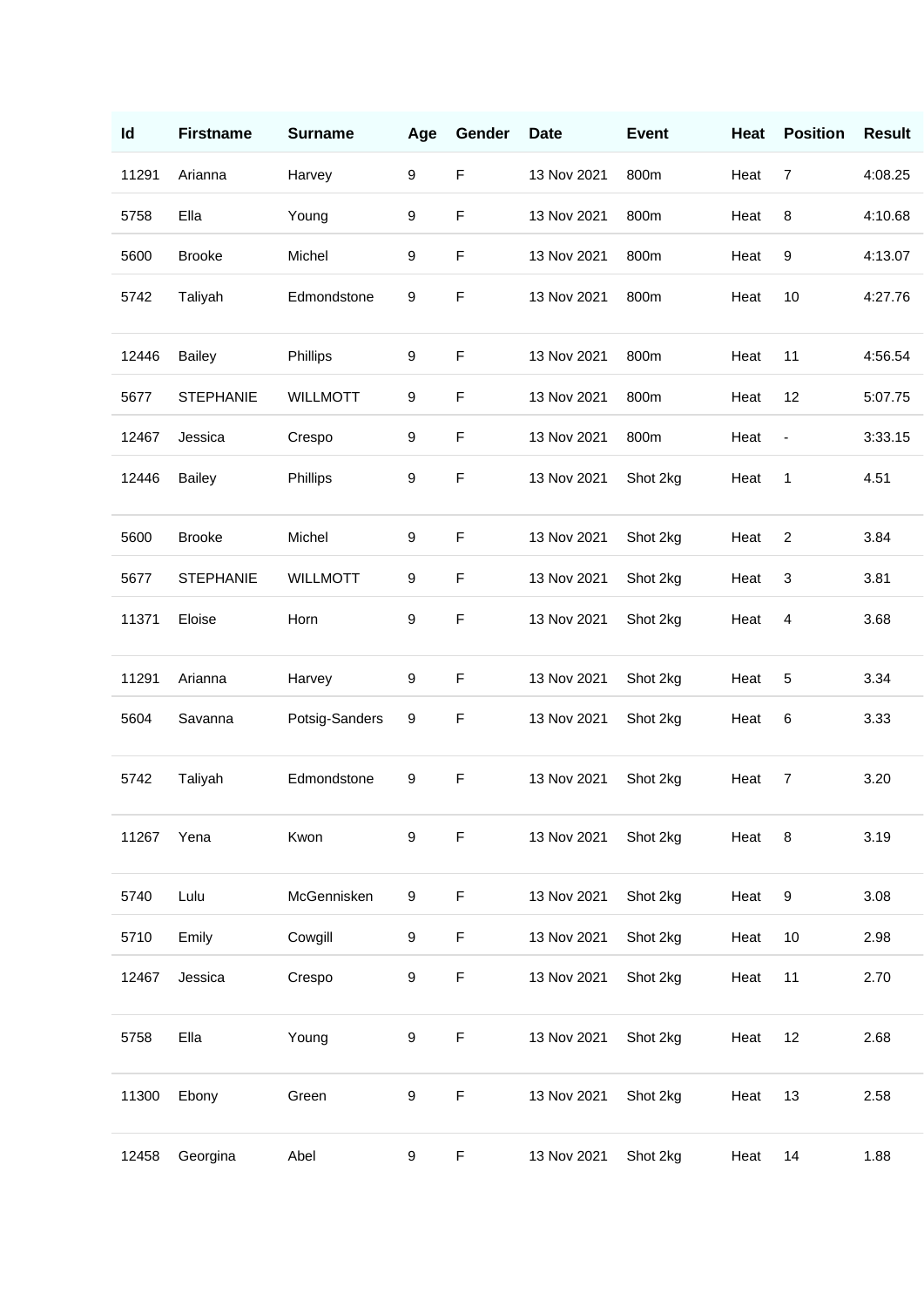| Id | Firstname | Surname | Age | Gender | Date | Event | Heat | Position | Result |
|---|---|---|---|---|---|---|---|---|---|
| 11291 | Arianna | Harvey | 9 | F | 13 Nov 2021 | 800m | Heat | 7 | 4:08.25 |
| 5758 | Ella | Young | 9 | F | 13 Nov 2021 | 800m | Heat | 8 | 4:10.68 |
| 5600 | Brooke | Michel | 9 | F | 13 Nov 2021 | 800m | Heat | 9 | 4:13.07 |
| 5742 | Taliyah | Edmondstone | 9 | F | 13 Nov 2021 | 800m | Heat | 10 | 4:27.76 |
| 12446 | Bailey | Phillips | 9 | F | 13 Nov 2021 | 800m | Heat | 11 | 4:56.54 |
| 5677 | STEPHANIE | WILLMOTT | 9 | F | 13 Nov 2021 | 800m | Heat | 12 | 5:07.75 |
| 12467 | Jessica | Crespo | 9 | F | 13 Nov 2021 | 800m | Heat | - | 3:33.15 |
| 12446 | Bailey | Phillips | 9 | F | 13 Nov 2021 | Shot 2kg | Heat | 1 | 4.51 |
| 5600 | Brooke | Michel | 9 | F | 13 Nov 2021 | Shot 2kg | Heat | 2 | 3.84 |
| 5677 | STEPHANIE | WILLMOTT | 9 | F | 13 Nov 2021 | Shot 2kg | Heat | 3 | 3.81 |
| 11371 | Eloise | Horn | 9 | F | 13 Nov 2021 | Shot 2kg | Heat | 4 | 3.68 |
| 11291 | Arianna | Harvey | 9 | F | 13 Nov 2021 | Shot 2kg | Heat | 5 | 3.34 |
| 5604 | Savanna | Potsig-Sanders | 9 | F | 13 Nov 2021 | Shot 2kg | Heat | 6 | 3.33 |
| 5742 | Taliyah | Edmondstone | 9 | F | 13 Nov 2021 | Shot 2kg | Heat | 7 | 3.20 |
| 11267 | Yena | Kwon | 9 | F | 13 Nov 2021 | Shot 2kg | Heat | 8 | 3.19 |
| 5740 | Lulu | McGennisken | 9 | F | 13 Nov 2021 | Shot 2kg | Heat | 9 | 3.08 |
| 5710 | Emily | Cowgill | 9 | F | 13 Nov 2021 | Shot 2kg | Heat | 10 | 2.98 |
| 12467 | Jessica | Crespo | 9 | F | 13 Nov 2021 | Shot 2kg | Heat | 11 | 2.70 |
| 5758 | Ella | Young | 9 | F | 13 Nov 2021 | Shot 2kg | Heat | 12 | 2.68 |
| 11300 | Ebony | Green | 9 | F | 13 Nov 2021 | Shot 2kg | Heat | 13 | 2.58 |
| 12458 | Georgina | Abel | 9 | F | 13 Nov 2021 | Shot 2kg | Heat | 14 | 1.88 |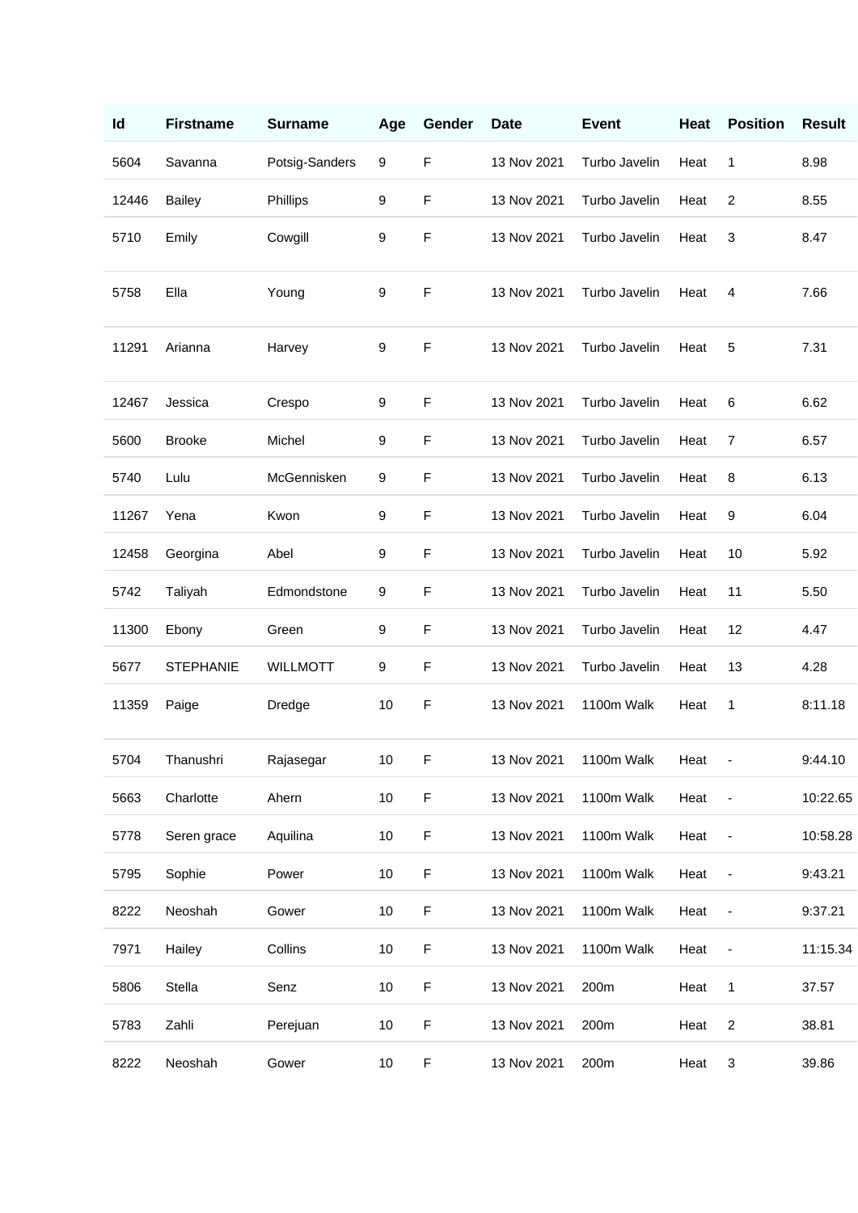| Id | Firstname | Surname | Age | Gender | Date | Event | Heat | Position | Result |
|---|---|---|---|---|---|---|---|---|---|
| 5604 | Savanna | Potsig-Sanders | 9 | F | 13 Nov 2021 | Turbo Javelin | Heat | 1 | 8.98 |
| 12446 | Bailey | Phillips | 9 | F | 13 Nov 2021 | Turbo Javelin | Heat | 2 | 8.55 |
| 5710 | Emily | Cowgill | 9 | F | 13 Nov 2021 | Turbo Javelin | Heat | 3 | 8.47 |
| 5758 | Ella | Young | 9 | F | 13 Nov 2021 | Turbo Javelin | Heat | 4 | 7.66 |
| 11291 | Arianna | Harvey | 9 | F | 13 Nov 2021 | Turbo Javelin | Heat | 5 | 7.31 |
| 12467 | Jessica | Crespo | 9 | F | 13 Nov 2021 | Turbo Javelin | Heat | 6 | 6.62 |
| 5600 | Brooke | Michel | 9 | F | 13 Nov 2021 | Turbo Javelin | Heat | 7 | 6.57 |
| 5740 | Lulu | McGennisken | 9 | F | 13 Nov 2021 | Turbo Javelin | Heat | 8 | 6.13 |
| 11267 | Yena | Kwon | 9 | F | 13 Nov 2021 | Turbo Javelin | Heat | 9 | 6.04 |
| 12458 | Georgina | Abel | 9 | F | 13 Nov 2021 | Turbo Javelin | Heat | 10 | 5.92 |
| 5742 | Taliyah | Edmondstone | 9 | F | 13 Nov 2021 | Turbo Javelin | Heat | 11 | 5.50 |
| 11300 | Ebony | Green | 9 | F | 13 Nov 2021 | Turbo Javelin | Heat | 12 | 4.47 |
| 5677 | STEPHANIE | WILLMOTT | 9 | F | 13 Nov 2021 | Turbo Javelin | Heat | 13 | 4.28 |
| 11359 | Paige | Dredge | 10 | F | 13 Nov 2021 | 1100m Walk | Heat | 1 | 8:11.18 |
| 5704 | Thanushri | Rajasegar | 10 | F | 13 Nov 2021 | 1100m Walk | Heat | - | 9:44.10 |
| 5663 | Charlotte | Ahern | 10 | F | 13 Nov 2021 | 1100m Walk | Heat | - | 10:22.65 |
| 5778 | Seren grace | Aquilina | 10 | F | 13 Nov 2021 | 1100m Walk | Heat | - | 10:58.28 |
| 5795 | Sophie | Power | 10 | F | 13 Nov 2021 | 1100m Walk | Heat | - | 9:43.21 |
| 8222 | Neoshah | Gower | 10 | F | 13 Nov 2021 | 1100m Walk | Heat | - | 9:37.21 |
| 7971 | Hailey | Collins | 10 | F | 13 Nov 2021 | 1100m Walk | Heat | - | 11:15.34 |
| 5806 | Stella | Senz | 10 | F | 13 Nov 2021 | 200m | Heat | 1 | 37.57 |
| 5783 | Zahli | Perejuan | 10 | F | 13 Nov 2021 | 200m | Heat | 2 | 38.81 |
| 8222 | Neoshah | Gower | 10 | F | 13 Nov 2021 | 200m | Heat | 3 | 39.86 |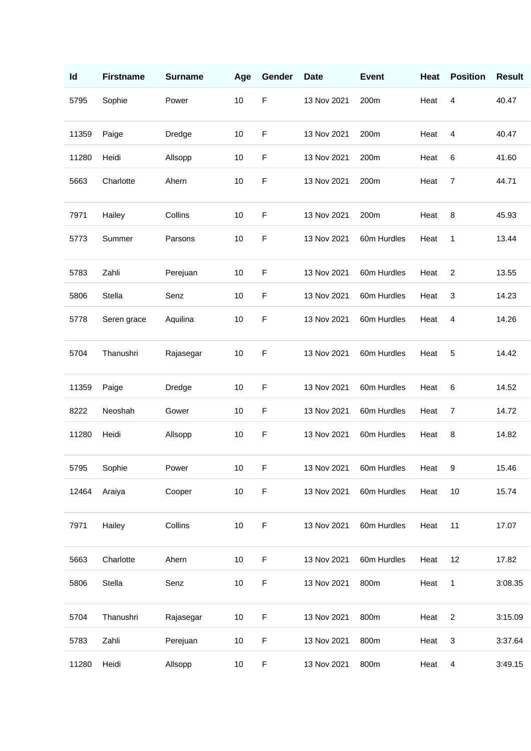| Id | Firstname | Surname | Age | Gender | Date | Event | Heat | Position | Result |
|---|---|---|---|---|---|---|---|---|---|
| 5795 | Sophie | Power | 10 | F | 13 Nov 2021 | 200m | Heat | 4 | 40.47 |
| 11359 | Paige | Dredge | 10 | F | 13 Nov 2021 | 200m | Heat | 4 | 40.47 |
| 11280 | Heidi | Allsopp | 10 | F | 13 Nov 2021 | 200m | Heat | 6 | 41.60 |
| 5663 | Charlotte | Ahern | 10 | F | 13 Nov 2021 | 200m | Heat | 7 | 44.71 |
| 7971 | Hailey | Collins | 10 | F | 13 Nov 2021 | 200m | Heat | 8 | 45.93 |
| 5773 | Summer | Parsons | 10 | F | 13 Nov 2021 | 60m Hurdles | Heat | 1 | 13.44 |
| 5783 | Zahli | Perejuan | 10 | F | 13 Nov 2021 | 60m Hurdles | Heat | 2 | 13.55 |
| 5806 | Stella | Senz | 10 | F | 13 Nov 2021 | 60m Hurdles | Heat | 3 | 14.23 |
| 5778 | Seren grace | Aquilina | 10 | F | 13 Nov 2021 | 60m Hurdles | Heat | 4 | 14.26 |
| 5704 | Thanushri | Rajasegar | 10 | F | 13 Nov 2021 | 60m Hurdles | Heat | 5 | 14.42 |
| 11359 | Paige | Dredge | 10 | F | 13 Nov 2021 | 60m Hurdles | Heat | 6 | 14.52 |
| 8222 | Neoshah | Gower | 10 | F | 13 Nov 2021 | 60m Hurdles | Heat | 7 | 14.72 |
| 11280 | Heidi | Allsopp | 10 | F | 13 Nov 2021 | 60m Hurdles | Heat | 8 | 14.82 |
| 5795 | Sophie | Power | 10 | F | 13 Nov 2021 | 60m Hurdles | Heat | 9 | 15.46 |
| 12464 | Araiya | Cooper | 10 | F | 13 Nov 2021 | 60m Hurdles | Heat | 10 | 15.74 |
| 7971 | Hailey | Collins | 10 | F | 13 Nov 2021 | 60m Hurdles | Heat | 11 | 17.07 |
| 5663 | Charlotte | Ahern | 10 | F | 13 Nov 2021 | 60m Hurdles | Heat | 12 | 17.82 |
| 5806 | Stella | Senz | 10 | F | 13 Nov 2021 | 800m | Heat | 1 | 3:08.35 |
| 5704 | Thanushri | Rajasegar | 10 | F | 13 Nov 2021 | 800m | Heat | 2 | 3:15.09 |
| 5783 | Zahli | Perejuan | 10 | F | 13 Nov 2021 | 800m | Heat | 3 | 3:37.64 |
| 11280 | Heidi | Allsopp | 10 | F | 13 Nov 2021 | 800m | Heat | 4 | 3:49.15 |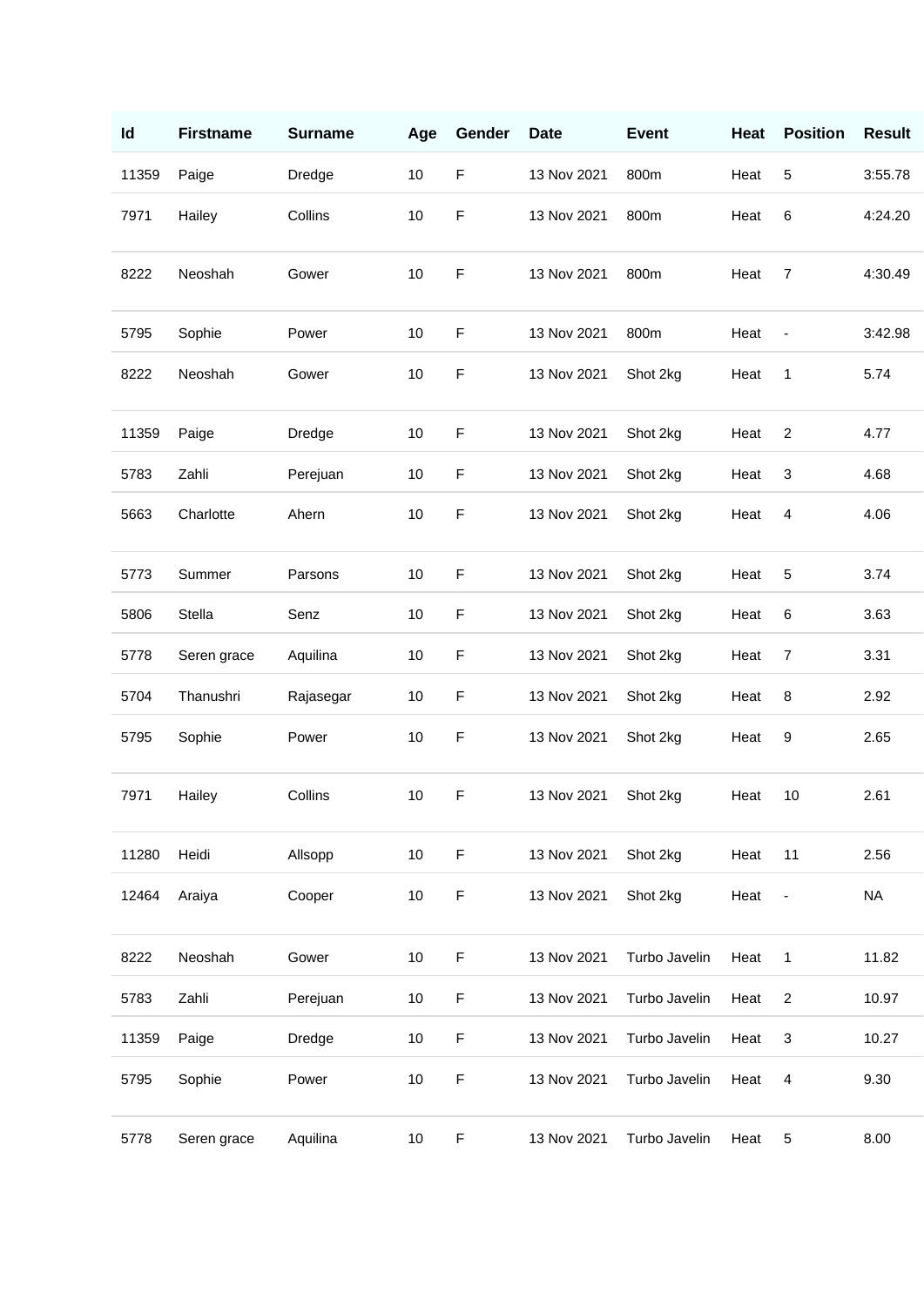| Id | Firstname | Surname | Age | Gender | Date | Event | Heat | Position | Result |
|---|---|---|---|---|---|---|---|---|---|
| 11359 | Paige | Dredge | 10 | F | 13 Nov 2021 | 800m | Heat | 5 | 3:55.78 |
| 7971 | Hailey | Collins | 10 | F | 13 Nov 2021 | 800m | Heat | 6 | 4:24.20 |
| 8222 | Neoshah | Gower | 10 | F | 13 Nov 2021 | 800m | Heat | 7 | 4:30.49 |
| 5795 | Sophie | Power | 10 | F | 13 Nov 2021 | 800m | Heat | - | 3:42.98 |
| 8222 | Neoshah | Gower | 10 | F | 13 Nov 2021 | Shot 2kg | Heat | 1 | 5.74 |
| 11359 | Paige | Dredge | 10 | F | 13 Nov 2021 | Shot 2kg | Heat | 2 | 4.77 |
| 5783 | Zahli | Perejuan | 10 | F | 13 Nov 2021 | Shot 2kg | Heat | 3 | 4.68 |
| 5663 | Charlotte | Ahern | 10 | F | 13 Nov 2021 | Shot 2kg | Heat | 4 | 4.06 |
| 5773 | Summer | Parsons | 10 | F | 13 Nov 2021 | Shot 2kg | Heat | 5 | 3.74 |
| 5806 | Stella | Senz | 10 | F | 13 Nov 2021 | Shot 2kg | Heat | 6 | 3.63 |
| 5778 | Seren grace | Aquilina | 10 | F | 13 Nov 2021 | Shot 2kg | Heat | 7 | 3.31 |
| 5704 | Thanushri | Rajasegar | 10 | F | 13 Nov 2021 | Shot 2kg | Heat | 8 | 2.92 |
| 5795 | Sophie | Power | 10 | F | 13 Nov 2021 | Shot 2kg | Heat | 9 | 2.65 |
| 7971 | Hailey | Collins | 10 | F | 13 Nov 2021 | Shot 2kg | Heat | 10 | 2.61 |
| 11280 | Heidi | Allsopp | 10 | F | 13 Nov 2021 | Shot 2kg | Heat | 11 | 2.56 |
| 12464 | Araiya | Cooper | 10 | F | 13 Nov 2021 | Shot 2kg | Heat | - | NA |
| 8222 | Neoshah | Gower | 10 | F | 13 Nov 2021 | Turbo Javelin | Heat | 1 | 11.82 |
| 5783 | Zahli | Perejuan | 10 | F | 13 Nov 2021 | Turbo Javelin | Heat | 2 | 10.97 |
| 11359 | Paige | Dredge | 10 | F | 13 Nov 2021 | Turbo Javelin | Heat | 3 | 10.27 |
| 5795 | Sophie | Power | 10 | F | 13 Nov 2021 | Turbo Javelin | Heat | 4 | 9.30 |
| 5778 | Seren grace | Aquilina | 10 | F | 13 Nov 2021 | Turbo Javelin | Heat | 5 | 8.00 |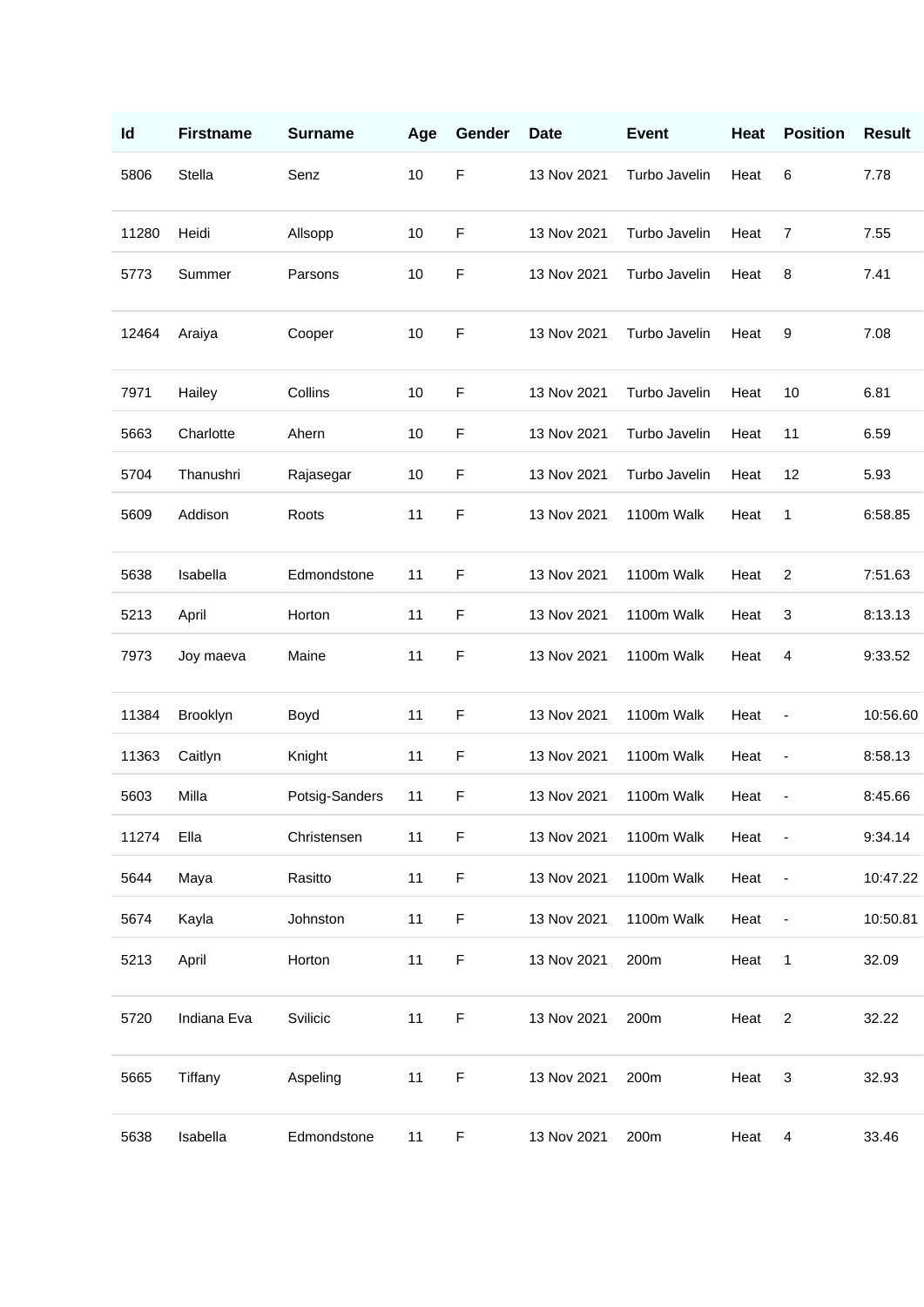| Id | Firstname | Surname | Age | Gender | Date | Event | Heat | Position | Result |
|---|---|---|---|---|---|---|---|---|---|
| 5806 | Stella | Senz | 10 | F | 13 Nov 2021 | Turbo Javelin | Heat | 6 | 7.78 |
| 11280 | Heidi | Allsopp | 10 | F | 13 Nov 2021 | Turbo Javelin | Heat | 7 | 7.55 |
| 5773 | Summer | Parsons | 10 | F | 13 Nov 2021 | Turbo Javelin | Heat | 8 | 7.41 |
| 12464 | Araiya | Cooper | 10 | F | 13 Nov 2021 | Turbo Javelin | Heat | 9 | 7.08 |
| 7971 | Hailey | Collins | 10 | F | 13 Nov 2021 | Turbo Javelin | Heat | 10 | 6.81 |
| 5663 | Charlotte | Ahern | 10 | F | 13 Nov 2021 | Turbo Javelin | Heat | 11 | 6.59 |
| 5704 | Thanushri | Rajasegar | 10 | F | 13 Nov 2021 | Turbo Javelin | Heat | 12 | 5.93 |
| 5609 | Addison | Roots | 11 | F | 13 Nov 2021 | 1100m Walk | Heat | 1 | 6:58.85 |
| 5638 | Isabella | Edmondstone | 11 | F | 13 Nov 2021 | 1100m Walk | Heat | 2 | 7:51.63 |
| 5213 | April | Horton | 11 | F | 13 Nov 2021 | 1100m Walk | Heat | 3 | 8:13.13 |
| 7973 | Joy maeva | Maine | 11 | F | 13 Nov 2021 | 1100m Walk | Heat | 4 | 9:33.52 |
| 11384 | Brooklyn | Boyd | 11 | F | 13 Nov 2021 | 1100m Walk | Heat | - | 10:56.60 |
| 11363 | Caitlyn | Knight | 11 | F | 13 Nov 2021 | 1100m Walk | Heat | - | 8:58.13 |
| 5603 | Milla | Potsig-Sanders | 11 | F | 13 Nov 2021 | 1100m Walk | Heat | - | 8:45.66 |
| 11274 | Ella | Christensen | 11 | F | 13 Nov 2021 | 1100m Walk | Heat | - | 9:34.14 |
| 5644 | Maya | Rasitto | 11 | F | 13 Nov 2021 | 1100m Walk | Heat | - | 10:47.22 |
| 5674 | Kayla | Johnston | 11 | F | 13 Nov 2021 | 1100m Walk | Heat | - | 10:50.81 |
| 5213 | April | Horton | 11 | F | 13 Nov 2021 | 200m | Heat | 1 | 32.09 |
| 5720 | Indiana Eva | Svilicic | 11 | F | 13 Nov 2021 | 200m | Heat | 2 | 32.22 |
| 5665 | Tiffany | Aspeling | 11 | F | 13 Nov 2021 | 200m | Heat | 3 | 32.93 |
| 5638 | Isabella | Edmondstone | 11 | F | 13 Nov 2021 | 200m | Heat | 4 | 33.46 |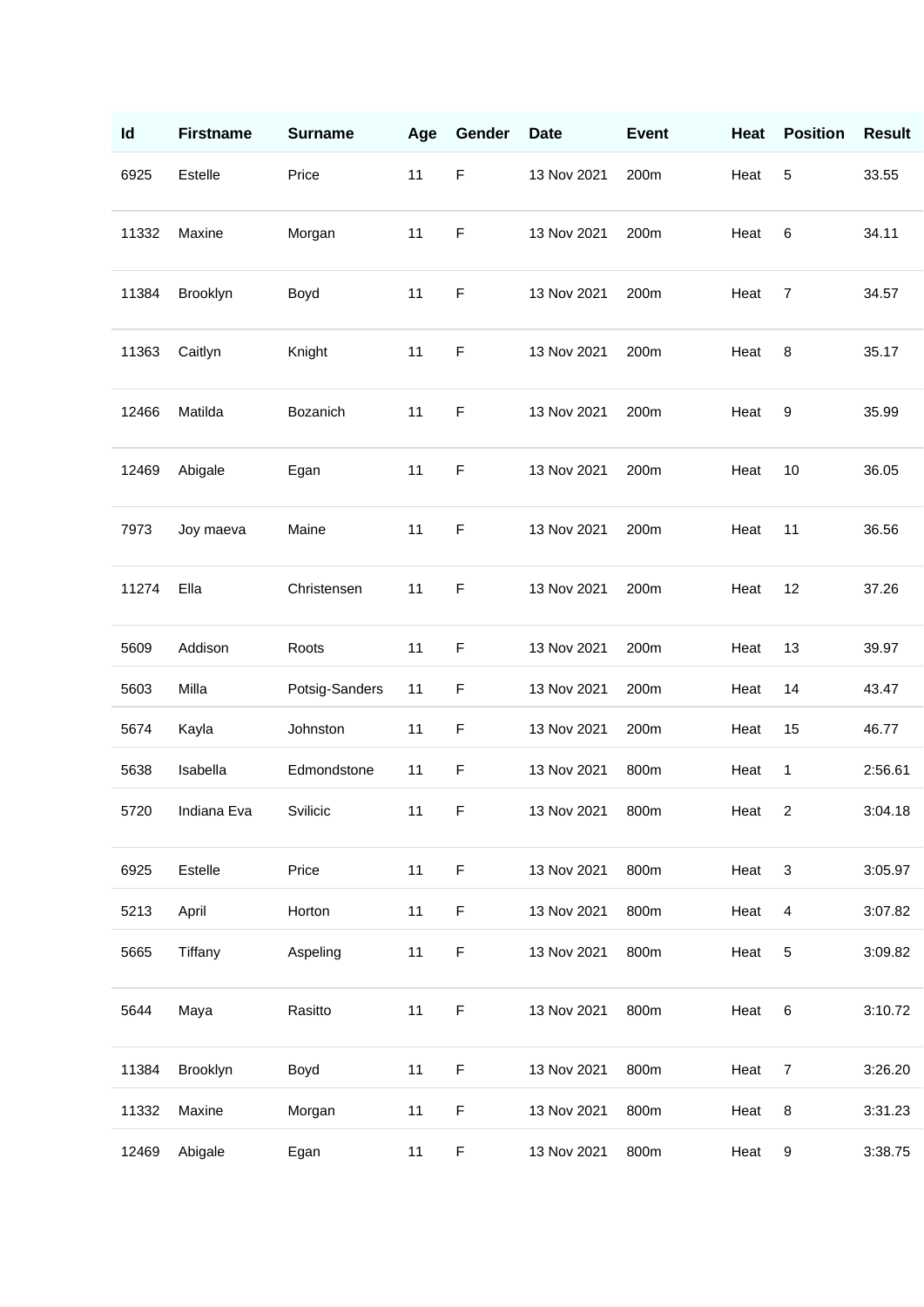| Id | Firstname | Surname | Age | Gender | Date | Event | Heat | Position | Result |
|---|---|---|---|---|---|---|---|---|---|
| 6925 | Estelle | Price | 11 | F | 13 Nov 2021 | 200m | Heat | 5 | 33.55 |
| 11332 | Maxine | Morgan | 11 | F | 13 Nov 2021 | 200m | Heat | 6 | 34.11 |
| 11384 | Brooklyn | Boyd | 11 | F | 13 Nov 2021 | 200m | Heat | 7 | 34.57 |
| 11363 | Caitlyn | Knight | 11 | F | 13 Nov 2021 | 200m | Heat | 8 | 35.17 |
| 12466 | Matilda | Bozanich | 11 | F | 13 Nov 2021 | 200m | Heat | 9 | 35.99 |
| 12469 | Abigale | Egan | 11 | F | 13 Nov 2021 | 200m | Heat | 10 | 36.05 |
| 7973 | Joy maeva | Maine | 11 | F | 13 Nov 2021 | 200m | Heat | 11 | 36.56 |
| 11274 | Ella | Christensen | 11 | F | 13 Nov 2021 | 200m | Heat | 12 | 37.26 |
| 5609 | Addison | Roots | 11 | F | 13 Nov 2021 | 200m | Heat | 13 | 39.97 |
| 5603 | Milla | Potsig-Sanders | 11 | F | 13 Nov 2021 | 200m | Heat | 14 | 43.47 |
| 5674 | Kayla | Johnston | 11 | F | 13 Nov 2021 | 200m | Heat | 15 | 46.77 |
| 5638 | Isabella | Edmondstone | 11 | F | 13 Nov 2021 | 800m | Heat | 1 | 2:56.61 |
| 5720 | Indiana Eva | Svilicic | 11 | F | 13 Nov 2021 | 800m | Heat | 2 | 3:04.18 |
| 6925 | Estelle | Price | 11 | F | 13 Nov 2021 | 800m | Heat | 3 | 3:05.97 |
| 5213 | April | Horton | 11 | F | 13 Nov 2021 | 800m | Heat | 4 | 3:07.82 |
| 5665 | Tiffany | Aspeling | 11 | F | 13 Nov 2021 | 800m | Heat | 5 | 3:09.82 |
| 5644 | Maya | Rasitto | 11 | F | 13 Nov 2021 | 800m | Heat | 6 | 3:10.72 |
| 11384 | Brooklyn | Boyd | 11 | F | 13 Nov 2021 | 800m | Heat | 7 | 3:26.20 |
| 11332 | Maxine | Morgan | 11 | F | 13 Nov 2021 | 800m | Heat | 8 | 3:31.23 |
| 12469 | Abigale | Egan | 11 | F | 13 Nov 2021 | 800m | Heat | 9 | 3:38.75 |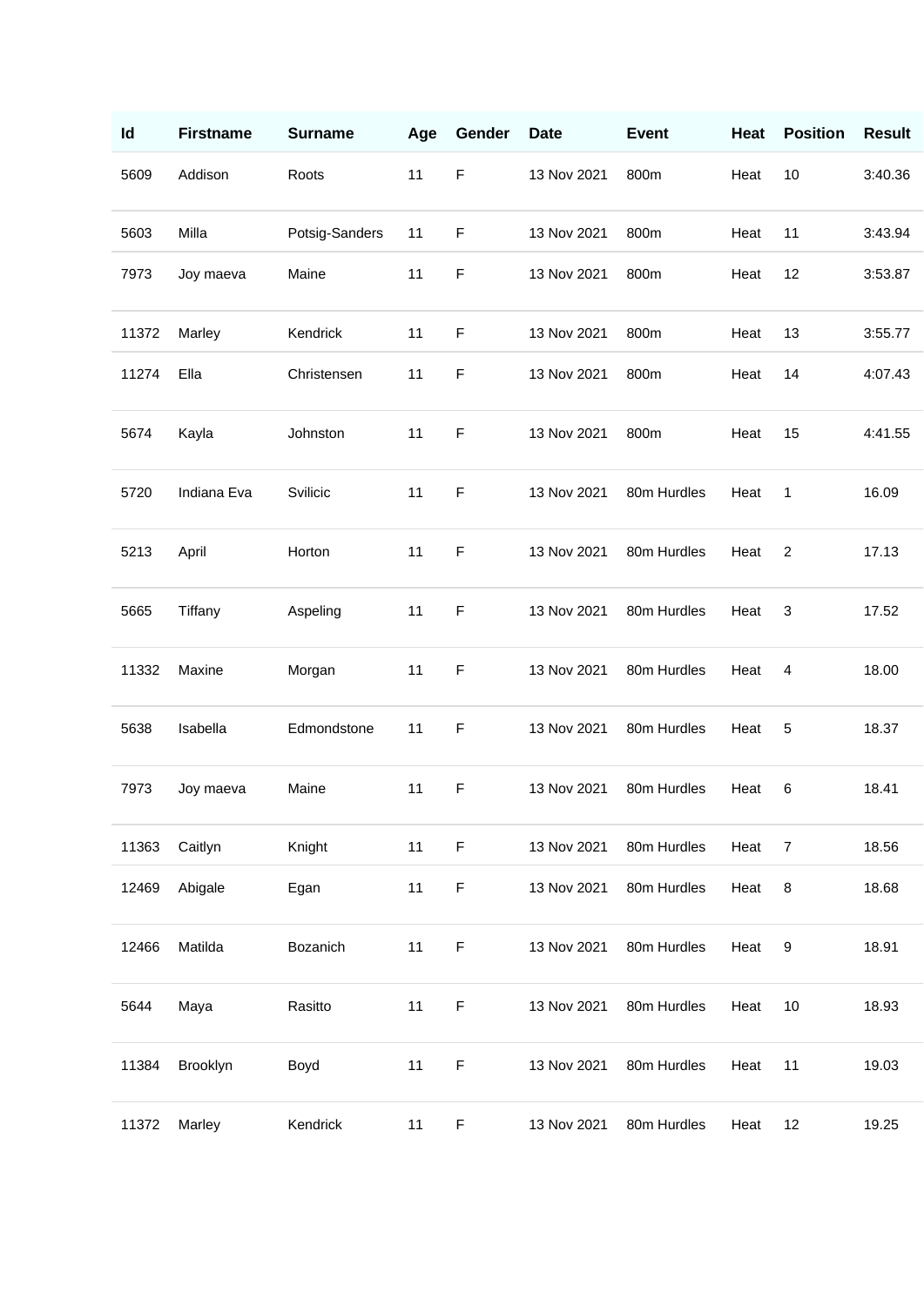| Id | Firstname | Surname | Age | Gender | Date | Event | Heat | Position | Result |
|---|---|---|---|---|---|---|---|---|---|
| 5609 | Addison | Roots | 11 | F | 13 Nov 2021 | 800m | Heat | 10 | 3:40.36 |
| 5603 | Milla | Potsig-Sanders | 11 | F | 13 Nov 2021 | 800m | Heat | 11 | 3:43.94 |
| 7973 | Joy maeva | Maine | 11 | F | 13 Nov 2021 | 800m | Heat | 12 | 3:53.87 |
| 11372 | Marley | Kendrick | 11 | F | 13 Nov 2021 | 800m | Heat | 13 | 3:55.77 |
| 11274 | Ella | Christensen | 11 | F | 13 Nov 2021 | 800m | Heat | 14 | 4:07.43 |
| 5674 | Kayla | Johnston | 11 | F | 13 Nov 2021 | 800m | Heat | 15 | 4:41.55 |
| 5720 | Indiana Eva | Svilicic | 11 | F | 13 Nov 2021 | 80m Hurdles | Heat | 1 | 16.09 |
| 5213 | April | Horton | 11 | F | 13 Nov 2021 | 80m Hurdles | Heat | 2 | 17.13 |
| 5665 | Tiffany | Aspeling | 11 | F | 13 Nov 2021 | 80m Hurdles | Heat | 3 | 17.52 |
| 11332 | Maxine | Morgan | 11 | F | 13 Nov 2021 | 80m Hurdles | Heat | 4 | 18.00 |
| 5638 | Isabella | Edmondstone | 11 | F | 13 Nov 2021 | 80m Hurdles | Heat | 5 | 18.37 |
| 7973 | Joy maeva | Maine | 11 | F | 13 Nov 2021 | 80m Hurdles | Heat | 6 | 18.41 |
| 11363 | Caitlyn | Knight | 11 | F | 13 Nov 2021 | 80m Hurdles | Heat | 7 | 18.56 |
| 12469 | Abigale | Egan | 11 | F | 13 Nov 2021 | 80m Hurdles | Heat | 8 | 18.68 |
| 12466 | Matilda | Bozanich | 11 | F | 13 Nov 2021 | 80m Hurdles | Heat | 9 | 18.91 |
| 5644 | Maya | Rasitto | 11 | F | 13 Nov 2021 | 80m Hurdles | Heat | 10 | 18.93 |
| 11384 | Brooklyn | Boyd | 11 | F | 13 Nov 2021 | 80m Hurdles | Heat | 11 | 19.03 |
| 11372 | Marley | Kendrick | 11 | F | 13 Nov 2021 | 80m Hurdles | Heat | 12 | 19.25 |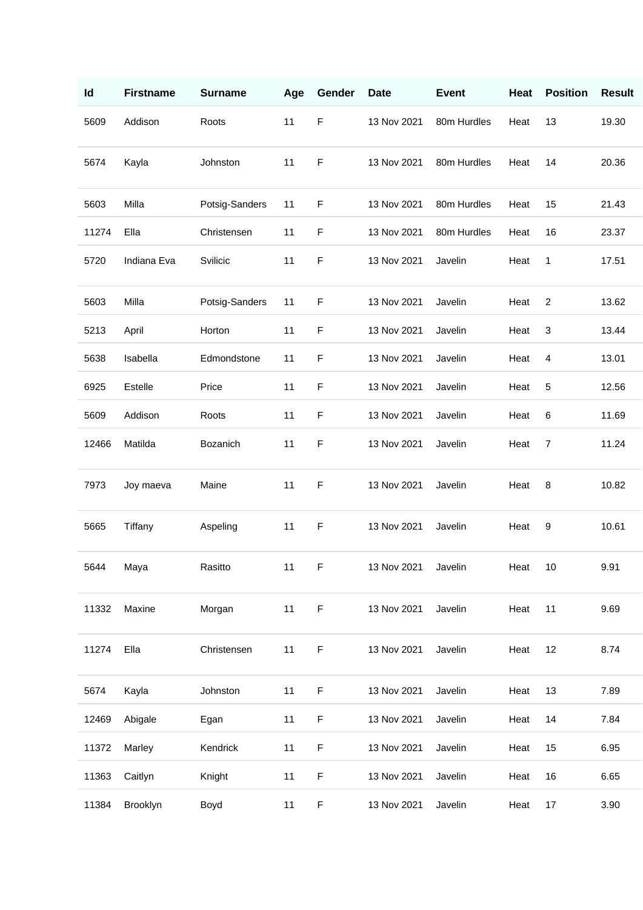| Id | Firstname | Surname | Age | Gender | Date | Event | Heat | Position | Result |
|---|---|---|---|---|---|---|---|---|---|
| 5609 | Addison | Roots | 11 | F | 13 Nov 2021 | 80m Hurdles | Heat | 13 | 19.30 |
| 5674 | Kayla | Johnston | 11 | F | 13 Nov 2021 | 80m Hurdles | Heat | 14 | 20.36 |
| 5603 | Milla | Potsig-Sanders | 11 | F | 13 Nov 2021 | 80m Hurdles | Heat | 15 | 21.43 |
| 11274 | Ella | Christensen | 11 | F | 13 Nov 2021 | 80m Hurdles | Heat | 16 | 23.37 |
| 5720 | Indiana Eva | Svilicic | 11 | F | 13 Nov 2021 | Javelin | Heat | 1 | 17.51 |
| 5603 | Milla | Potsig-Sanders | 11 | F | 13 Nov 2021 | Javelin | Heat | 2 | 13.62 |
| 5213 | April | Horton | 11 | F | 13 Nov 2021 | Javelin | Heat | 3 | 13.44 |
| 5638 | Isabella | Edmondstone | 11 | F | 13 Nov 2021 | Javelin | Heat | 4 | 13.01 |
| 6925 | Estelle | Price | 11 | F | 13 Nov 2021 | Javelin | Heat | 5 | 12.56 |
| 5609 | Addison | Roots | 11 | F | 13 Nov 2021 | Javelin | Heat | 6 | 11.69 |
| 12466 | Matilda | Bozanich | 11 | F | 13 Nov 2021 | Javelin | Heat | 7 | 11.24 |
| 7973 | Joy maeva | Maine | 11 | F | 13 Nov 2021 | Javelin | Heat | 8 | 10.82 |
| 5665 | Tiffany | Aspeling | 11 | F | 13 Nov 2021 | Javelin | Heat | 9 | 10.61 |
| 5644 | Maya | Rasitto | 11 | F | 13 Nov 2021 | Javelin | Heat | 10 | 9.91 |
| 11332 | Maxine | Morgan | 11 | F | 13 Nov 2021 | Javelin | Heat | 11 | 9.69 |
| 11274 | Ella | Christensen | 11 | F | 13 Nov 2021 | Javelin | Heat | 12 | 8.74 |
| 5674 | Kayla | Johnston | 11 | F | 13 Nov 2021 | Javelin | Heat | 13 | 7.89 |
| 12469 | Abigale | Egan | 11 | F | 13 Nov 2021 | Javelin | Heat | 14 | 7.84 |
| 11372 | Marley | Kendrick | 11 | F | 13 Nov 2021 | Javelin | Heat | 15 | 6.95 |
| 11363 | Caitlyn | Knight | 11 | F | 13 Nov 2021 | Javelin | Heat | 16 | 6.65 |
| 11384 | Brooklyn | Boyd | 11 | F | 13 Nov 2021 | Javelin | Heat | 17 | 3.90 |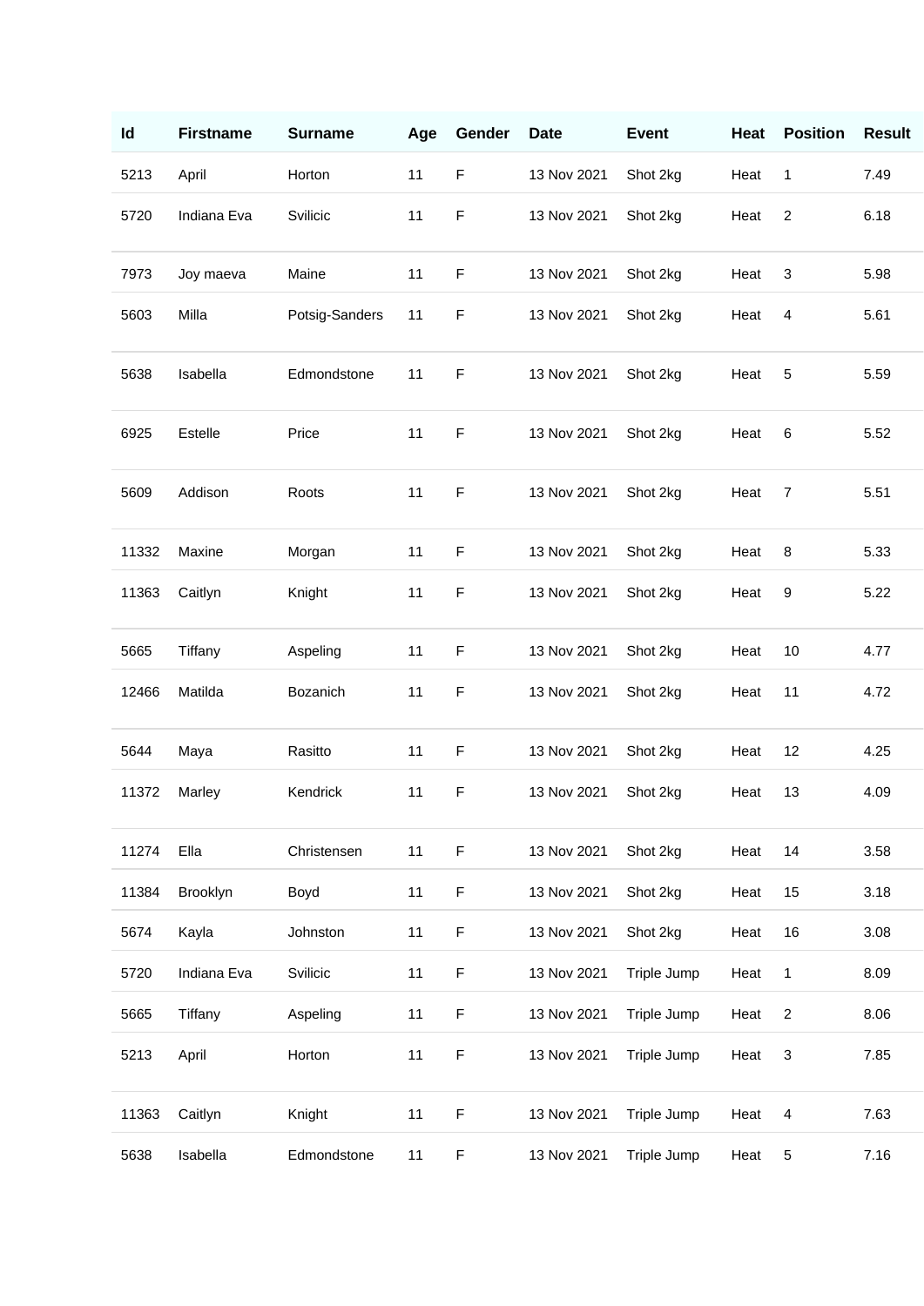| Id | Firstname | Surname | Age | Gender | Date | Event | Heat | Position | Result |
|---|---|---|---|---|---|---|---|---|---|
| 5213 | April | Horton | 11 | F | 13 Nov 2021 | Shot 2kg | Heat | 1 | 7.49 |
| 5720 | Indiana Eva | Svilicic | 11 | F | 13 Nov 2021 | Shot 2kg | Heat | 2 | 6.18 |
| 7973 | Joy maeva | Maine | 11 | F | 13 Nov 2021 | Shot 2kg | Heat | 3 | 5.98 |
| 5603 | Milla | Potsig-Sanders | 11 | F | 13 Nov 2021 | Shot 2kg | Heat | 4 | 5.61 |
| 5638 | Isabella | Edmondstone | 11 | F | 13 Nov 2021 | Shot 2kg | Heat | 5 | 5.59 |
| 6925 | Estelle | Price | 11 | F | 13 Nov 2021 | Shot 2kg | Heat | 6 | 5.52 |
| 5609 | Addison | Roots | 11 | F | 13 Nov 2021 | Shot 2kg | Heat | 7 | 5.51 |
| 11332 | Maxine | Morgan | 11 | F | 13 Nov 2021 | Shot 2kg | Heat | 8 | 5.33 |
| 11363 | Caitlyn | Knight | 11 | F | 13 Nov 2021 | Shot 2kg | Heat | 9 | 5.22 |
| 5665 | Tiffany | Aspeling | 11 | F | 13 Nov 2021 | Shot 2kg | Heat | 10 | 4.77 |
| 12466 | Matilda | Bozanich | 11 | F | 13 Nov 2021 | Shot 2kg | Heat | 11 | 4.72 |
| 5644 | Maya | Rasitto | 11 | F | 13 Nov 2021 | Shot 2kg | Heat | 12 | 4.25 |
| 11372 | Marley | Kendrick | 11 | F | 13 Nov 2021 | Shot 2kg | Heat | 13 | 4.09 |
| 11274 | Ella | Christensen | 11 | F | 13 Nov 2021 | Shot 2kg | Heat | 14 | 3.58 |
| 11384 | Brooklyn | Boyd | 11 | F | 13 Nov 2021 | Shot 2kg | Heat | 15 | 3.18 |
| 5674 | Kayla | Johnston | 11 | F | 13 Nov 2021 | Shot 2kg | Heat | 16 | 3.08 |
| 5720 | Indiana Eva | Svilicic | 11 | F | 13 Nov 2021 | Triple Jump | Heat | 1 | 8.09 |
| 5665 | Tiffany | Aspeling | 11 | F | 13 Nov 2021 | Triple Jump | Heat | 2 | 8.06 |
| 5213 | April | Horton | 11 | F | 13 Nov 2021 | Triple Jump | Heat | 3 | 7.85 |
| 11363 | Caitlyn | Knight | 11 | F | 13 Nov 2021 | Triple Jump | Heat | 4 | 7.63 |
| 5638 | Isabella | Edmondstone | 11 | F | 13 Nov 2021 | Triple Jump | Heat | 5 | 7.16 |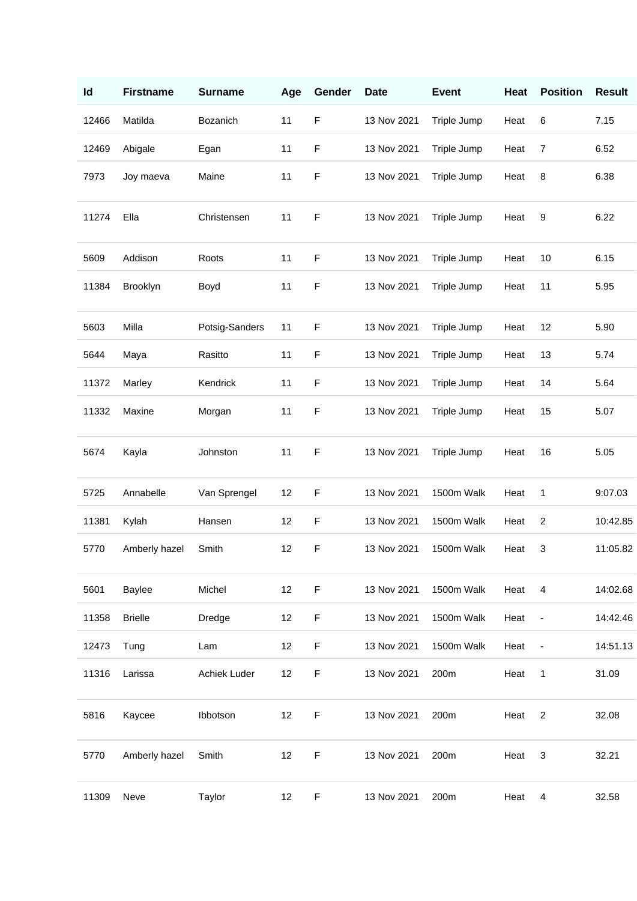| Id | Firstname | Surname | Age | Gender | Date | Event | Heat | Position | Result |
|---|---|---|---|---|---|---|---|---|---|
| 12466 | Matilda | Bozanich | 11 | F | 13 Nov 2021 | Triple Jump | Heat | 6 | 7.15 |
| 12469 | Abigale | Egan | 11 | F | 13 Nov 2021 | Triple Jump | Heat | 7 | 6.52 |
| 7973 | Joy maeva | Maine | 11 | F | 13 Nov 2021 | Triple Jump | Heat | 8 | 6.38 |
| 11274 | Ella | Christensen | 11 | F | 13 Nov 2021 | Triple Jump | Heat | 9 | 6.22 |
| 5609 | Addison | Roots | 11 | F | 13 Nov 2021 | Triple Jump | Heat | 10 | 6.15 |
| 11384 | Brooklyn | Boyd | 11 | F | 13 Nov 2021 | Triple Jump | Heat | 11 | 5.95 |
| 5603 | Milla | Potsig-Sanders | 11 | F | 13 Nov 2021 | Triple Jump | Heat | 12 | 5.90 |
| 5644 | Maya | Rasitto | 11 | F | 13 Nov 2021 | Triple Jump | Heat | 13 | 5.74 |
| 11372 | Marley | Kendrick | 11 | F | 13 Nov 2021 | Triple Jump | Heat | 14 | 5.64 |
| 11332 | Maxine | Morgan | 11 | F | 13 Nov 2021 | Triple Jump | Heat | 15 | 5.07 |
| 5674 | Kayla | Johnston | 11 | F | 13 Nov 2021 | Triple Jump | Heat | 16 | 5.05 |
| 5725 | Annabelle | Van Sprengel | 12 | F | 13 Nov 2021 | 1500m Walk | Heat | 1 | 9:07.03 |
| 11381 | Kylah | Hansen | 12 | F | 13 Nov 2021 | 1500m Walk | Heat | 2 | 10:42.85 |
| 5770 | Amberly hazel | Smith | 12 | F | 13 Nov 2021 | 1500m Walk | Heat | 3 | 11:05.82 |
| 5601 | Baylee | Michel | 12 | F | 13 Nov 2021 | 1500m Walk | Heat | 4 | 14:02.68 |
| 11358 | Brielle | Dredge | 12 | F | 13 Nov 2021 | 1500m Walk | Heat | - | 14:42.46 |
| 12473 | Tung | Lam | 12 | F | 13 Nov 2021 | 1500m Walk | Heat | - | 14:51.13 |
| 11316 | Larissa | Achiek Luder | 12 | F | 13 Nov 2021 | 200m | Heat | 1 | 31.09 |
| 5816 | Kaycee | Ibbotson | 12 | F | 13 Nov 2021 | 200m | Heat | 2 | 32.08 |
| 5770 | Amberly hazel | Smith | 12 | F | 13 Nov 2021 | 200m | Heat | 3 | 32.21 |
| 11309 | Neve | Taylor | 12 | F | 13 Nov 2021 | 200m | Heat | 4 | 32.58 |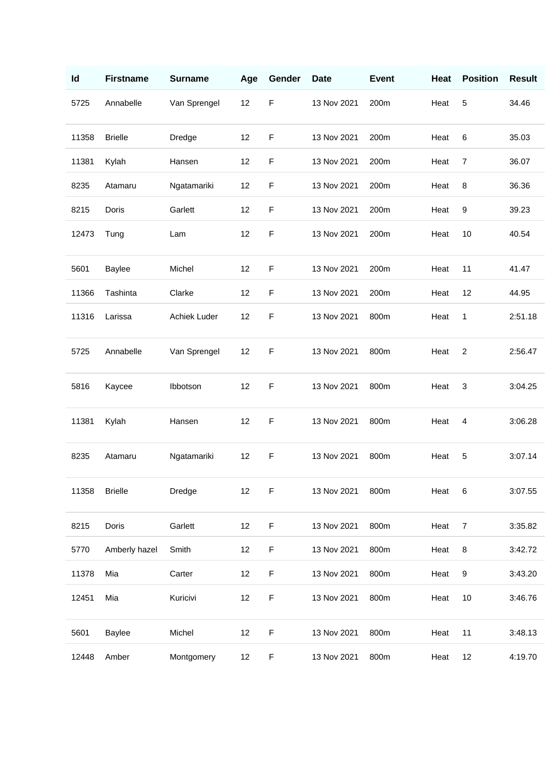| Id | Firstname | Surname | Age | Gender | Date | Event | Heat | Position | Result |
| --- | --- | --- | --- | --- | --- | --- | --- | --- | --- |
| 5725 | Annabelle | Van Sprengel | 12 | F | 13 Nov 2021 | 200m | Heat | 5 | 34.46 |
| 11358 | Brielle | Dredge | 12 | F | 13 Nov 2021 | 200m | Heat | 6 | 35.03 |
| 11381 | Kylah | Hansen | 12 | F | 13 Nov 2021 | 200m | Heat | 7 | 36.07 |
| 8235 | Atamaru | Ngatamariki | 12 | F | 13 Nov 2021 | 200m | Heat | 8 | 36.36 |
| 8215 | Doris | Garlett | 12 | F | 13 Nov 2021 | 200m | Heat | 9 | 39.23 |
| 12473 | Tung | Lam | 12 | F | 13 Nov 2021 | 200m | Heat | 10 | 40.54 |
| 5601 | Baylee | Michel | 12 | F | 13 Nov 2021 | 200m | Heat | 11 | 41.47 |
| 11366 | Tashinta | Clarke | 12 | F | 13 Nov 2021 | 200m | Heat | 12 | 44.95 |
| 11316 | Larissa | Achiek Luder | 12 | F | 13 Nov 2021 | 800m | Heat | 1 | 2:51.18 |
| 5725 | Annabelle | Van Sprengel | 12 | F | 13 Nov 2021 | 800m | Heat | 2 | 2:56.47 |
| 5816 | Kaycee | Ibbotson | 12 | F | 13 Nov 2021 | 800m | Heat | 3 | 3:04.25 |
| 11381 | Kylah | Hansen | 12 | F | 13 Nov 2021 | 800m | Heat | 4 | 3:06.28 |
| 8235 | Atamaru | Ngatamariki | 12 | F | 13 Nov 2021 | 800m | Heat | 5 | 3:07.14 |
| 11358 | Brielle | Dredge | 12 | F | 13 Nov 2021 | 800m | Heat | 6 | 3:07.55 |
| 8215 | Doris | Garlett | 12 | F | 13 Nov 2021 | 800m | Heat | 7 | 3:35.82 |
| 5770 | Amberly hazel | Smith | 12 | F | 13 Nov 2021 | 800m | Heat | 8 | 3:42.72 |
| 11378 | Mia | Carter | 12 | F | 13 Nov 2021 | 800m | Heat | 9 | 3:43.20 |
| 12451 | Mia | Kuricivi | 12 | F | 13 Nov 2021 | 800m | Heat | 10 | 3:46.76 |
| 5601 | Baylee | Michel | 12 | F | 13 Nov 2021 | 800m | Heat | 11 | 3:48.13 |
| 12448 | Amber | Montgomery | 12 | F | 13 Nov 2021 | 800m | Heat | 12 | 4:19.70 |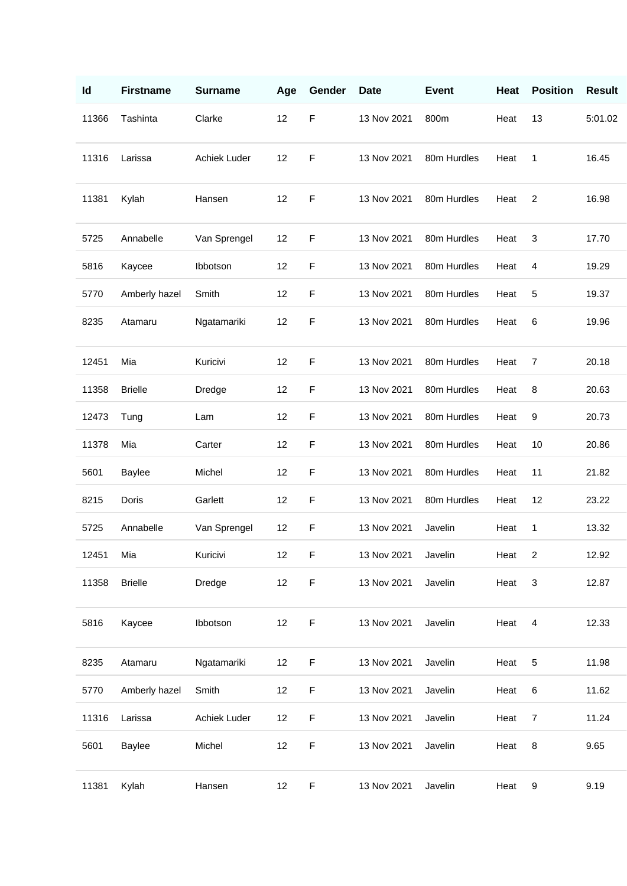| Id | Firstname | Surname | Age | Gender | Date | Event | Heat | Position | Result |
|---|---|---|---|---|---|---|---|---|---|
| 11366 | Tashinta | Clarke | 12 | F | 13 Nov 2021 | 800m | Heat | 13 | 5:01.02 |
| 11316 | Larissa | Achiek Luder | 12 | F | 13 Nov 2021 | 80m Hurdles | Heat | 1 | 16.45 |
| 11381 | Kylah | Hansen | 12 | F | 13 Nov 2021 | 80m Hurdles | Heat | 2 | 16.98 |
| 5725 | Annabelle | Van Sprengel | 12 | F | 13 Nov 2021 | 80m Hurdles | Heat | 3 | 17.70 |
| 5816 | Kaycee | Ibbotson | 12 | F | 13 Nov 2021 | 80m Hurdles | Heat | 4 | 19.29 |
| 5770 | Amberly hazel | Smith | 12 | F | 13 Nov 2021 | 80m Hurdles | Heat | 5 | 19.37 |
| 8235 | Atamaru | Ngatamariki | 12 | F | 13 Nov 2021 | 80m Hurdles | Heat | 6 | 19.96 |
| 12451 | Mia | Kuricivi | 12 | F | 13 Nov 2021 | 80m Hurdles | Heat | 7 | 20.18 |
| 11358 | Brielle | Dredge | 12 | F | 13 Nov 2021 | 80m Hurdles | Heat | 8 | 20.63 |
| 12473 | Tung | Lam | 12 | F | 13 Nov 2021 | 80m Hurdles | Heat | 9 | 20.73 |
| 11378 | Mia | Carter | 12 | F | 13 Nov 2021 | 80m Hurdles | Heat | 10 | 20.86 |
| 5601 | Baylee | Michel | 12 | F | 13 Nov 2021 | 80m Hurdles | Heat | 11 | 21.82 |
| 8215 | Doris | Garlett | 12 | F | 13 Nov 2021 | 80m Hurdles | Heat | 12 | 23.22 |
| 5725 | Annabelle | Van Sprengel | 12 | F | 13 Nov 2021 | Javelin | Heat | 1 | 13.32 |
| 12451 | Mia | Kuricivi | 12 | F | 13 Nov 2021 | Javelin | Heat | 2 | 12.92 |
| 11358 | Brielle | Dredge | 12 | F | 13 Nov 2021 | Javelin | Heat | 3 | 12.87 |
| 5816 | Kaycee | Ibbotson | 12 | F | 13 Nov 2021 | Javelin | Heat | 4 | 12.33 |
| 8235 | Atamaru | Ngatamariki | 12 | F | 13 Nov 2021 | Javelin | Heat | 5 | 11.98 |
| 5770 | Amberly hazel | Smith | 12 | F | 13 Nov 2021 | Javelin | Heat | 6 | 11.62 |
| 11316 | Larissa | Achiek Luder | 12 | F | 13 Nov 2021 | Javelin | Heat | 7 | 11.24 |
| 5601 | Baylee | Michel | 12 | F | 13 Nov 2021 | Javelin | Heat | 8 | 9.65 |
| 11381 | Kylah | Hansen | 12 | F | 13 Nov 2021 | Javelin | Heat | 9 | 9.19 |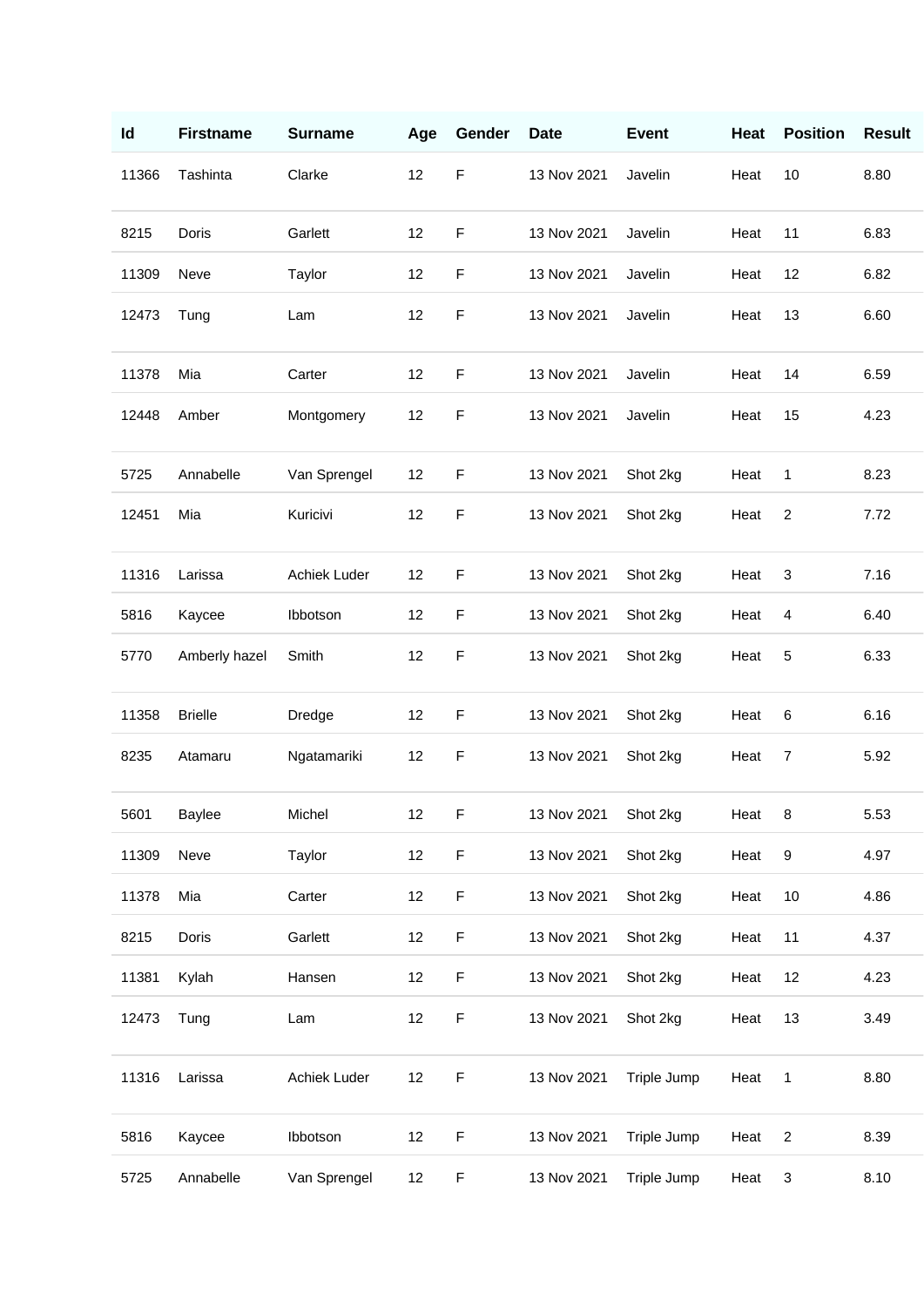| Id | Firstname | Surname | Age | Gender | Date | Event | Heat | Position | Result |
|---|---|---|---|---|---|---|---|---|---|
| 11366 | Tashinta | Clarke | 12 | F | 13 Nov 2021 | Javelin | Heat | 10 | 8.80 |
| 8215 | Doris | Garlett | 12 | F | 13 Nov 2021 | Javelin | Heat | 11 | 6.83 |
| 11309 | Neve | Taylor | 12 | F | 13 Nov 2021 | Javelin | Heat | 12 | 6.82 |
| 12473 | Tung | Lam | 12 | F | 13 Nov 2021 | Javelin | Heat | 13 | 6.60 |
| 11378 | Mia | Carter | 12 | F | 13 Nov 2021 | Javelin | Heat | 14 | 6.59 |
| 12448 | Amber | Montgomery | 12 | F | 13 Nov 2021 | Javelin | Heat | 15 | 4.23 |
| 5725 | Annabelle | Van Sprengel | 12 | F | 13 Nov 2021 | Shot 2kg | Heat | 1 | 8.23 |
| 12451 | Mia | Kuricivi | 12 | F | 13 Nov 2021 | Shot 2kg | Heat | 2 | 7.72 |
| 11316 | Larissa | Achiek Luder | 12 | F | 13 Nov 2021 | Shot 2kg | Heat | 3 | 7.16 |
| 5816 | Kaycee | Ibbotson | 12 | F | 13 Nov 2021 | Shot 2kg | Heat | 4 | 6.40 |
| 5770 | Amberly hazel | Smith | 12 | F | 13 Nov 2021 | Shot 2kg | Heat | 5 | 6.33 |
| 11358 | Brielle | Dredge | 12 | F | 13 Nov 2021 | Shot 2kg | Heat | 6 | 6.16 |
| 8235 | Atamaru | Ngatamariki | 12 | F | 13 Nov 2021 | Shot 2kg | Heat | 7 | 5.92 |
| 5601 | Baylee | Michel | 12 | F | 13 Nov 2021 | Shot 2kg | Heat | 8 | 5.53 |
| 11309 | Neve | Taylor | 12 | F | 13 Nov 2021 | Shot 2kg | Heat | 9 | 4.97 |
| 11378 | Mia | Carter | 12 | F | 13 Nov 2021 | Shot 2kg | Heat | 10 | 4.86 |
| 8215 | Doris | Garlett | 12 | F | 13 Nov 2021 | Shot 2kg | Heat | 11 | 4.37 |
| 11381 | Kylah | Hansen | 12 | F | 13 Nov 2021 | Shot 2kg | Heat | 12 | 4.23 |
| 12473 | Tung | Lam | 12 | F | 13 Nov 2021 | Shot 2kg | Heat | 13 | 3.49 |
| 11316 | Larissa | Achiek Luder | 12 | F | 13 Nov 2021 | Triple Jump | Heat | 1 | 8.80 |
| 5816 | Kaycee | Ibbotson | 12 | F | 13 Nov 2021 | Triple Jump | Heat | 2 | 8.39 |
| 5725 | Annabelle | Van Sprengel | 12 | F | 13 Nov 2021 | Triple Jump | Heat | 3 | 8.10 |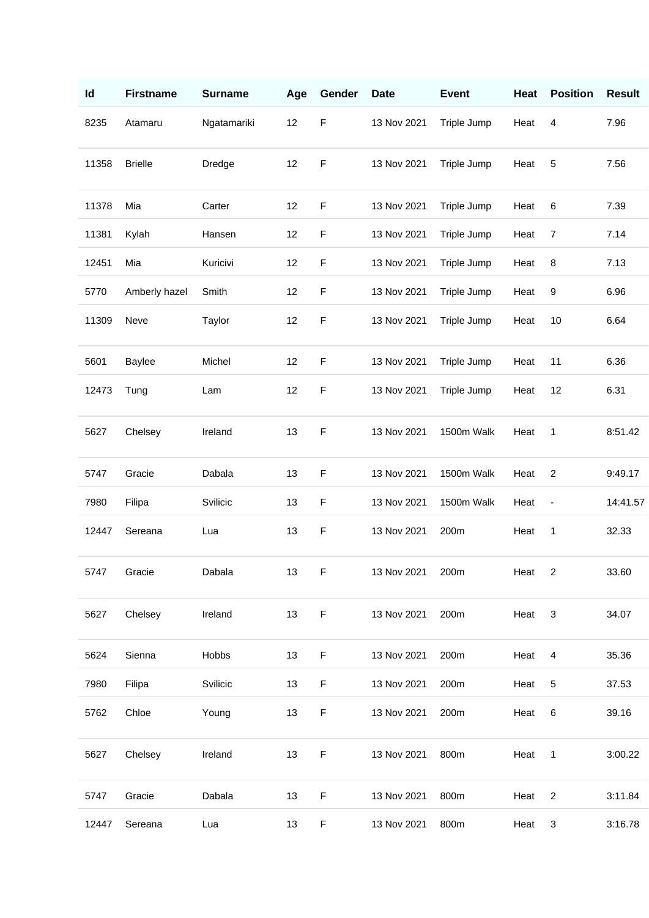| Id | Firstname | Surname | Age | Gender | Date | Event | Heat | Position | Result |
| --- | --- | --- | --- | --- | --- | --- | --- | --- | --- |
| 8235 | Atamaru | Ngatamariki | 12 | F | 13 Nov 2021 | Triple Jump | Heat | 4 | 7.96 |
| 11358 | Brielle | Dredge | 12 | F | 13 Nov 2021 | Triple Jump | Heat | 5 | 7.56 |
| 11378 | Mia | Carter | 12 | F | 13 Nov 2021 | Triple Jump | Heat | 6 | 7.39 |
| 11381 | Kylah | Hansen | 12 | F | 13 Nov 2021 | Triple Jump | Heat | 7 | 7.14 |
| 12451 | Mia | Kuricivi | 12 | F | 13 Nov 2021 | Triple Jump | Heat | 8 | 7.13 |
| 5770 | Amberly hazel | Smith | 12 | F | 13 Nov 2021 | Triple Jump | Heat | 9 | 6.96 |
| 11309 | Neve | Taylor | 12 | F | 13 Nov 2021 | Triple Jump | Heat | 10 | 6.64 |
| 5601 | Baylee | Michel | 12 | F | 13 Nov 2021 | Triple Jump | Heat | 11 | 6.36 |
| 12473 | Tung | Lam | 12 | F | 13 Nov 2021 | Triple Jump | Heat | 12 | 6.31 |
| 5627 | Chelsey | Ireland | 13 | F | 13 Nov 2021 | 1500m Walk | Heat | 1 | 8:51.42 |
| 5747 | Gracie | Dabala | 13 | F | 13 Nov 2021 | 1500m Walk | Heat | 2 | 9:49.17 |
| 7980 | Filipa | Svilicic | 13 | F | 13 Nov 2021 | 1500m Walk | Heat | - | 14:41.57 |
| 12447 | Sereana | Lua | 13 | F | 13 Nov 2021 | 200m | Heat | 1 | 32.33 |
| 5747 | Gracie | Dabala | 13 | F | 13 Nov 2021 | 200m | Heat | 2 | 33.60 |
| 5627 | Chelsey | Ireland | 13 | F | 13 Nov 2021 | 200m | Heat | 3 | 34.07 |
| 5624 | Sienna | Hobbs | 13 | F | 13 Nov 2021 | 200m | Heat | 4 | 35.36 |
| 7980 | Filipa | Svilicic | 13 | F | 13 Nov 2021 | 200m | Heat | 5 | 37.53 |
| 5762 | Chloe | Young | 13 | F | 13 Nov 2021 | 200m | Heat | 6 | 39.16 |
| 5627 | Chelsey | Ireland | 13 | F | 13 Nov 2021 | 800m | Heat | 1 | 3:00.22 |
| 5747 | Gracie | Dabala | 13 | F | 13 Nov 2021 | 800m | Heat | 2 | 3:11.84 |
| 12447 | Sereana | Lua | 13 | F | 13 Nov 2021 | 800m | Heat | 3 | 3:16.78 |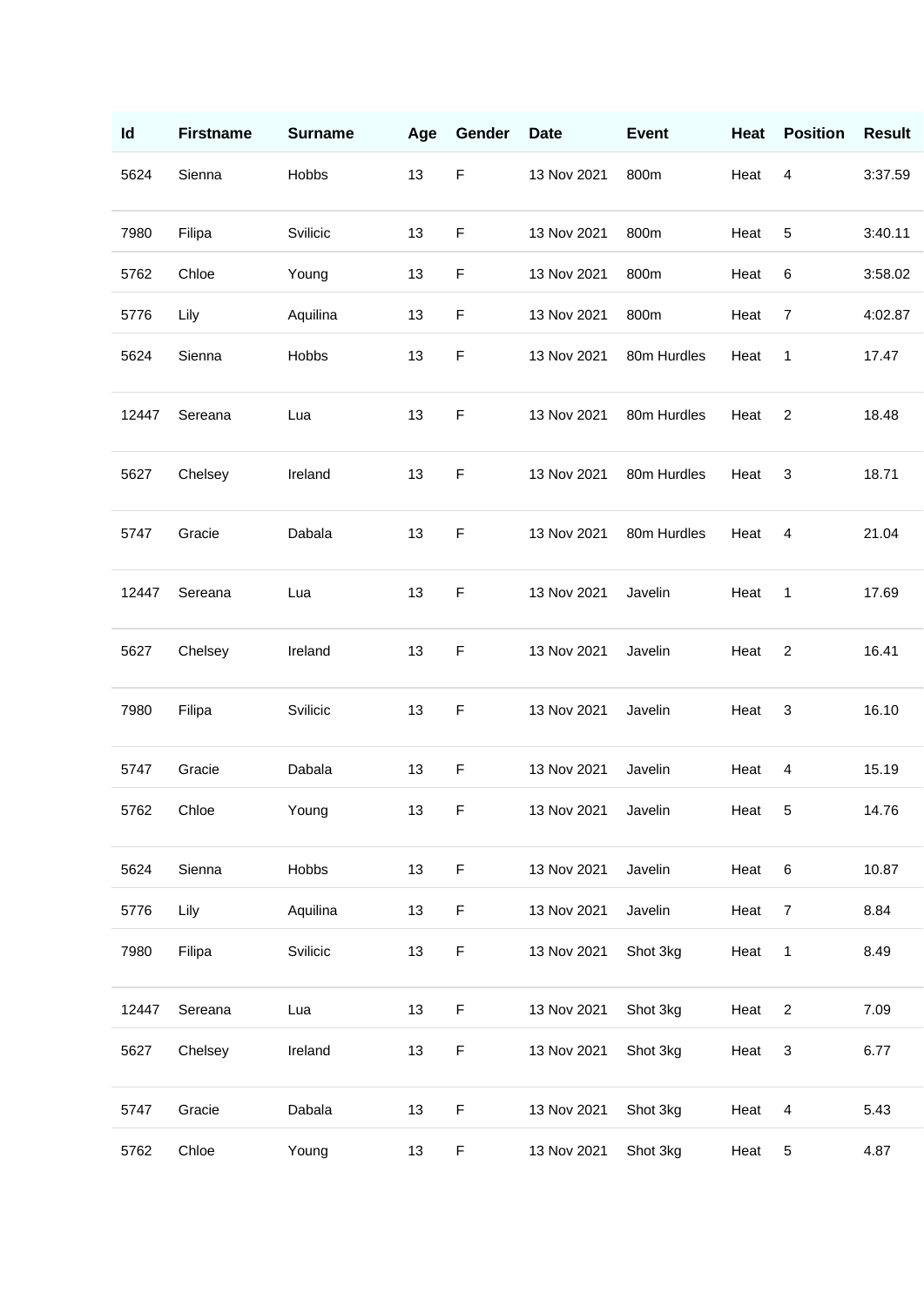| Id | Firstname | Surname | Age | Gender | Date | Event | Heat | Position | Result |
|---|---|---|---|---|---|---|---|---|---|
| 5624 | Sienna | Hobbs | 13 | F | 13 Nov 2021 | 800m | Heat | 4 | 3:37.59 |
| 7980 | Filipa | Svilicic | 13 | F | 13 Nov 2021 | 800m | Heat | 5 | 3:40.11 |
| 5762 | Chloe | Young | 13 | F | 13 Nov 2021 | 800m | Heat | 6 | 3:58.02 |
| 5776 | Lily | Aquilina | 13 | F | 13 Nov 2021 | 800m | Heat | 7 | 4:02.87 |
| 5624 | Sienna | Hobbs | 13 | F | 13 Nov 2021 | 80m Hurdles | Heat | 1 | 17.47 |
| 12447 | Sereana | Lua | 13 | F | 13 Nov 2021 | 80m Hurdles | Heat | 2 | 18.48 |
| 5627 | Chelsey | Ireland | 13 | F | 13 Nov 2021 | 80m Hurdles | Heat | 3 | 18.71 |
| 5747 | Gracie | Dabala | 13 | F | 13 Nov 2021 | 80m Hurdles | Heat | 4 | 21.04 |
| 12447 | Sereana | Lua | 13 | F | 13 Nov 2021 | Javelin | Heat | 1 | 17.69 |
| 5627 | Chelsey | Ireland | 13 | F | 13 Nov 2021 | Javelin | Heat | 2 | 16.41 |
| 7980 | Filipa | Svilicic | 13 | F | 13 Nov 2021 | Javelin | Heat | 3 | 16.10 |
| 5747 | Gracie | Dabala | 13 | F | 13 Nov 2021 | Javelin | Heat | 4 | 15.19 |
| 5762 | Chloe | Young | 13 | F | 13 Nov 2021 | Javelin | Heat | 5 | 14.76 |
| 5624 | Sienna | Hobbs | 13 | F | 13 Nov 2021 | Javelin | Heat | 6 | 10.87 |
| 5776 | Lily | Aquilina | 13 | F | 13 Nov 2021 | Javelin | Heat | 7 | 8.84 |
| 7980 | Filipa | Svilicic | 13 | F | 13 Nov 2021 | Shot 3kg | Heat | 1 | 8.49 |
| 12447 | Sereana | Lua | 13 | F | 13 Nov 2021 | Shot 3kg | Heat | 2 | 7.09 |
| 5627 | Chelsey | Ireland | 13 | F | 13 Nov 2021 | Shot 3kg | Heat | 3 | 6.77 |
| 5747 | Gracie | Dabala | 13 | F | 13 Nov 2021 | Shot 3kg | Heat | 4 | 5.43 |
| 5762 | Chloe | Young | 13 | F | 13 Nov 2021 | Shot 3kg | Heat | 5 | 4.87 |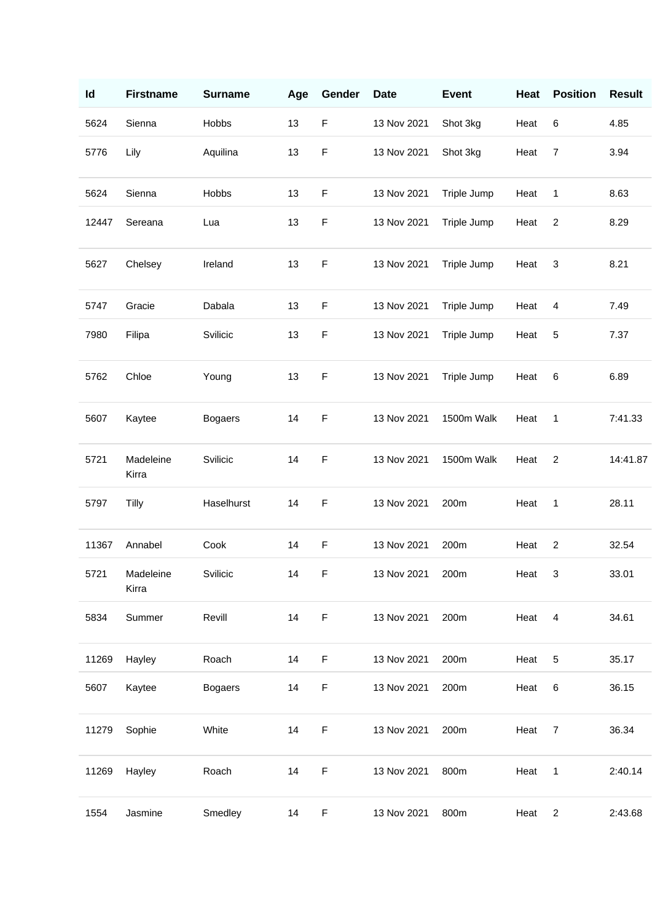| Id | Firstname | Surname | Age | Gender | Date | Event | Heat | Position | Result |
|---|---|---|---|---|---|---|---|---|---|
| 5624 | Sienna | Hobbs | 13 | F | 13 Nov 2021 | Shot 3kg | Heat | 6 | 4.85 |
| 5776 | Lily | Aquilina | 13 | F | 13 Nov 2021 | Shot 3kg | Heat | 7 | 3.94 |
| 5624 | Sienna | Hobbs | 13 | F | 13 Nov 2021 | Triple Jump | Heat | 1 | 8.63 |
| 12447 | Sereana | Lua | 13 | F | 13 Nov 2021 | Triple Jump | Heat | 2 | 8.29 |
| 5627 | Chelsey | Ireland | 13 | F | 13 Nov 2021 | Triple Jump | Heat | 3 | 8.21 |
| 5747 | Gracie | Dabala | 13 | F | 13 Nov 2021 | Triple Jump | Heat | 4 | 7.49 |
| 7980 | Filipa | Svilicic | 13 | F | 13 Nov 2021 | Triple Jump | Heat | 5 | 7.37 |
| 5762 | Chloe | Young | 13 | F | 13 Nov 2021 | Triple Jump | Heat | 6 | 6.89 |
| 5607 | Kaytee | Bogaers | 14 | F | 13 Nov 2021 | 1500m Walk | Heat | 1 | 7:41.33 |
| 5721 | Madeleine Kirra | Svilicic | 14 | F | 13 Nov 2021 | 1500m Walk | Heat | 2 | 14:41.87 |
| 5797 | Tilly | Haselhurst | 14 | F | 13 Nov 2021 | 200m | Heat | 1 | 28.11 |
| 11367 | Annabel | Cook | 14 | F | 13 Nov 2021 | 200m | Heat | 2 | 32.54 |
| 5721 | Madeleine Kirra | Svilicic | 14 | F | 13 Nov 2021 | 200m | Heat | 3 | 33.01 |
| 5834 | Summer | Revill | 14 | F | 13 Nov 2021 | 200m | Heat | 4 | 34.61 |
| 11269 | Hayley | Roach | 14 | F | 13 Nov 2021 | 200m | Heat | 5 | 35.17 |
| 5607 | Kaytee | Bogaers | 14 | F | 13 Nov 2021 | 200m | Heat | 6 | 36.15 |
| 11279 | Sophie | White | 14 | F | 13 Nov 2021 | 200m | Heat | 7 | 36.34 |
| 11269 | Hayley | Roach | 14 | F | 13 Nov 2021 | 800m | Heat | 1 | 2:40.14 |
| 1554 | Jasmine | Smedley | 14 | F | 13 Nov 2021 | 800m | Heat | 2 | 2:43.68 |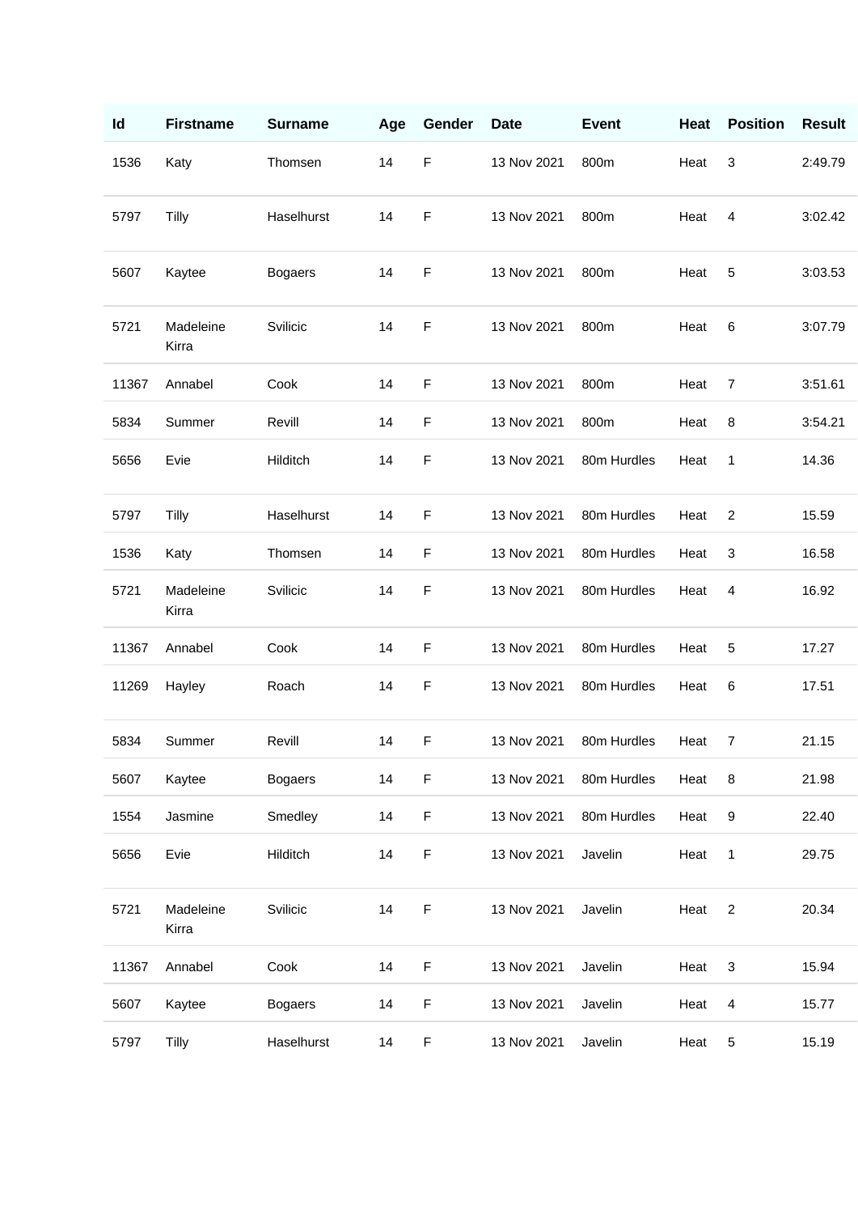| Id | Firstname | Surname | Age | Gender | Date | Event | Heat | Position | Result |
|---|---|---|---|---|---|---|---|---|---|
| 1536 | Katy | Thomsen | 14 | F | 13 Nov 2021 | 800m | Heat | 3 | 2:49.79 |
| 5797 | Tilly | Haselhurst | 14 | F | 13 Nov 2021 | 800m | Heat | 4 | 3:02.42 |
| 5607 | Kaytee | Bogaers | 14 | F | 13 Nov 2021 | 800m | Heat | 5 | 3:03.53 |
| 5721 | Madeleine Kirra | Svilicic | 14 | F | 13 Nov 2021 | 800m | Heat | 6 | 3:07.79 |
| 11367 | Annabel | Cook | 14 | F | 13 Nov 2021 | 800m | Heat | 7 | 3:51.61 |
| 5834 | Summer | Revill | 14 | F | 13 Nov 2021 | 800m | Heat | 8 | 3:54.21 |
| 5656 | Evie | Hilditch | 14 | F | 13 Nov 2021 | 80m Hurdles | Heat | 1 | 14.36 |
| 5797 | Tilly | Haselhurst | 14 | F | 13 Nov 2021 | 80m Hurdles | Heat | 2 | 15.59 |
| 1536 | Katy | Thomsen | 14 | F | 13 Nov 2021 | 80m Hurdles | Heat | 3 | 16.58 |
| 5721 | Madeleine Kirra | Svilicic | 14 | F | 13 Nov 2021 | 80m Hurdles | Heat | 4 | 16.92 |
| 11367 | Annabel | Cook | 14 | F | 13 Nov 2021 | 80m Hurdles | Heat | 5 | 17.27 |
| 11269 | Hayley | Roach | 14 | F | 13 Nov 2021 | 80m Hurdles | Heat | 6 | 17.51 |
| 5834 | Summer | Revill | 14 | F | 13 Nov 2021 | 80m Hurdles | Heat | 7 | 21.15 |
| 5607 | Kaytee | Bogaers | 14 | F | 13 Nov 2021 | 80m Hurdles | Heat | 8 | 21.98 |
| 1554 | Jasmine | Smedley | 14 | F | 13 Nov 2021 | 80m Hurdles | Heat | 9 | 22.40 |
| 5656 | Evie | Hilditch | 14 | F | 13 Nov 2021 | Javelin | Heat | 1 | 29.75 |
| 5721 | Madeleine Kirra | Svilicic | 14 | F | 13 Nov 2021 | Javelin | Heat | 2 | 20.34 |
| 11367 | Annabel | Cook | 14 | F | 13 Nov 2021 | Javelin | Heat | 3 | 15.94 |
| 5607 | Kaytee | Bogaers | 14 | F | 13 Nov 2021 | Javelin | Heat | 4 | 15.77 |
| 5797 | Tilly | Haselhurst | 14 | F | 13 Nov 2021 | Javelin | Heat | 5 | 15.19 |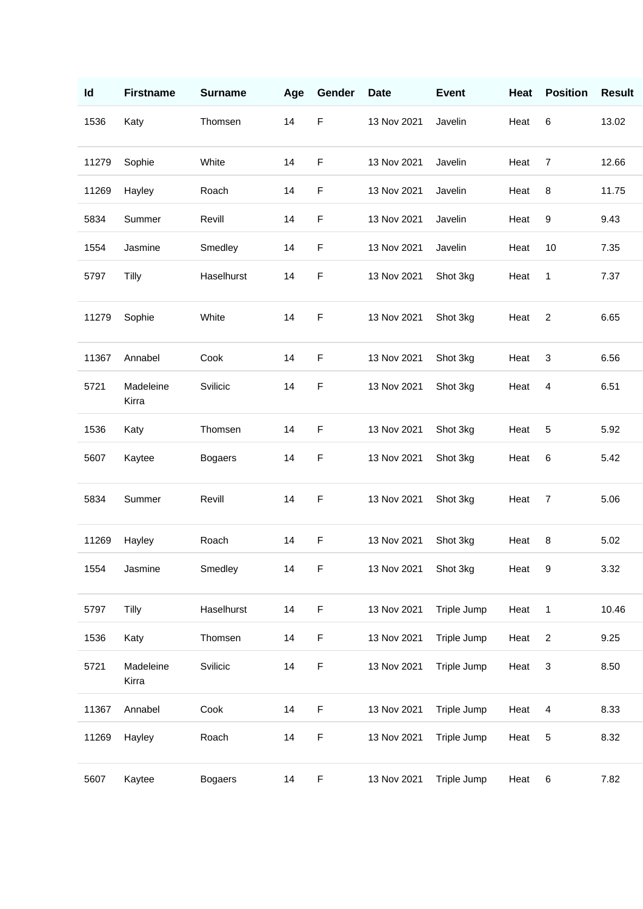| Id | Firstname | Surname | Age | Gender | Date | Event | Heat | Position | Result |
|---|---|---|---|---|---|---|---|---|---|
| 1536 | Katy | Thomsen | 14 | F | 13 Nov 2021 | Javelin | Heat | 6 | 13.02 |
| 11279 | Sophie | White | 14 | F | 13 Nov 2021 | Javelin | Heat | 7 | 12.66 |
| 11269 | Hayley | Roach | 14 | F | 13 Nov 2021 | Javelin | Heat | 8 | 11.75 |
| 5834 | Summer | Revill | 14 | F | 13 Nov 2021 | Javelin | Heat | 9 | 9.43 |
| 1554 | Jasmine | Smedley | 14 | F | 13 Nov 2021 | Javelin | Heat | 10 | 7.35 |
| 5797 | Tilly | Haselhurst | 14 | F | 13 Nov 2021 | Shot 3kg | Heat | 1 | 7.37 |
| 11279 | Sophie | White | 14 | F | 13 Nov 2021 | Shot 3kg | Heat | 2 | 6.65 |
| 11367 | Annabel | Cook | 14 | F | 13 Nov 2021 | Shot 3kg | Heat | 3 | 6.56 |
| 5721 | Madeleine Kirra | Svilicic | 14 | F | 13 Nov 2021 | Shot 3kg | Heat | 4 | 6.51 |
| 1536 | Katy | Thomsen | 14 | F | 13 Nov 2021 | Shot 3kg | Heat | 5 | 5.92 |
| 5607 | Kaytee | Bogaers | 14 | F | 13 Nov 2021 | Shot 3kg | Heat | 6 | 5.42 |
| 5834 | Summer | Revill | 14 | F | 13 Nov 2021 | Shot 3kg | Heat | 7 | 5.06 |
| 11269 | Hayley | Roach | 14 | F | 13 Nov 2021 | Shot 3kg | Heat | 8 | 5.02 |
| 1554 | Jasmine | Smedley | 14 | F | 13 Nov 2021 | Shot 3kg | Heat | 9 | 3.32 |
| 5797 | Tilly | Haselhurst | 14 | F | 13 Nov 2021 | Triple Jump | Heat | 1 | 10.46 |
| 1536 | Katy | Thomsen | 14 | F | 13 Nov 2021 | Triple Jump | Heat | 2 | 9.25 |
| 5721 | Madeleine Kirra | Svilicic | 14 | F | 13 Nov 2021 | Triple Jump | Heat | 3 | 8.50 |
| 11367 | Annabel | Cook | 14 | F | 13 Nov 2021 | Triple Jump | Heat | 4 | 8.33 |
| 11269 | Hayley | Roach | 14 | F | 13 Nov 2021 | Triple Jump | Heat | 5 | 8.32 |
| 5607 | Kaytee | Bogaers | 14 | F | 13 Nov 2021 | Triple Jump | Heat | 6 | 7.82 |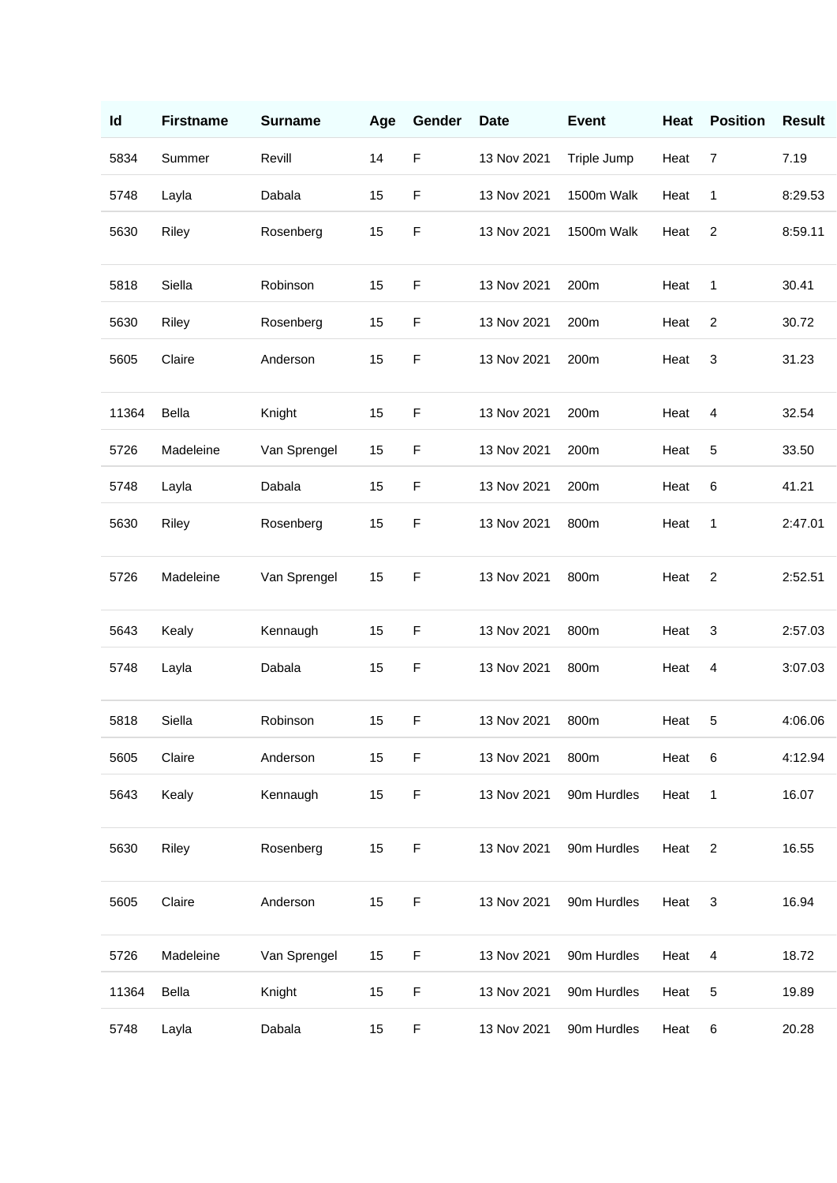| Id | Firstname | Surname | Age | Gender | Date | Event | Heat | Position | Result |
|---|---|---|---|---|---|---|---|---|---|
| 5834 | Summer | Revill | 14 | F | 13 Nov 2021 | Triple Jump | Heat | 7 | 7.19 |
| 5748 | Layla | Dabala | 15 | F | 13 Nov 2021 | 1500m Walk | Heat | 1 | 8:29.53 |
| 5630 | Riley | Rosenberg | 15 | F | 13 Nov 2021 | 1500m Walk | Heat | 2 | 8:59.11 |
| 5818 | Siella | Robinson | 15 | F | 13 Nov 2021 | 200m | Heat | 1 | 30.41 |
| 5630 | Riley | Rosenberg | 15 | F | 13 Nov 2021 | 200m | Heat | 2 | 30.72 |
| 5605 | Claire | Anderson | 15 | F | 13 Nov 2021 | 200m | Heat | 3 | 31.23 |
| 11364 | Bella | Knight | 15 | F | 13 Nov 2021 | 200m | Heat | 4 | 32.54 |
| 5726 | Madeleine | Van Sprengel | 15 | F | 13 Nov 2021 | 200m | Heat | 5 | 33.50 |
| 5748 | Layla | Dabala | 15 | F | 13 Nov 2021 | 200m | Heat | 6 | 41.21 |
| 5630 | Riley | Rosenberg | 15 | F | 13 Nov 2021 | 800m | Heat | 1 | 2:47.01 |
| 5726 | Madeleine | Van Sprengel | 15 | F | 13 Nov 2021 | 800m | Heat | 2 | 2:52.51 |
| 5643 | Kealy | Kennaugh | 15 | F | 13 Nov 2021 | 800m | Heat | 3 | 2:57.03 |
| 5748 | Layla | Dabala | 15 | F | 13 Nov 2021 | 800m | Heat | 4 | 3:07.03 |
| 5818 | Siella | Robinson | 15 | F | 13 Nov 2021 | 800m | Heat | 5 | 4:06.06 |
| 5605 | Claire | Anderson | 15 | F | 13 Nov 2021 | 800m | Heat | 6 | 4:12.94 |
| 5643 | Kealy | Kennaugh | 15 | F | 13 Nov 2021 | 90m Hurdles | Heat | 1 | 16.07 |
| 5630 | Riley | Rosenberg | 15 | F | 13 Nov 2021 | 90m Hurdles | Heat | 2 | 16.55 |
| 5605 | Claire | Anderson | 15 | F | 13 Nov 2021 | 90m Hurdles | Heat | 3 | 16.94 |
| 5726 | Madeleine | Van Sprengel | 15 | F | 13 Nov 2021 | 90m Hurdles | Heat | 4 | 18.72 |
| 11364 | Bella | Knight | 15 | F | 13 Nov 2021 | 90m Hurdles | Heat | 5 | 19.89 |
| 5748 | Layla | Dabala | 15 | F | 13 Nov 2021 | 90m Hurdles | Heat | 6 | 20.28 |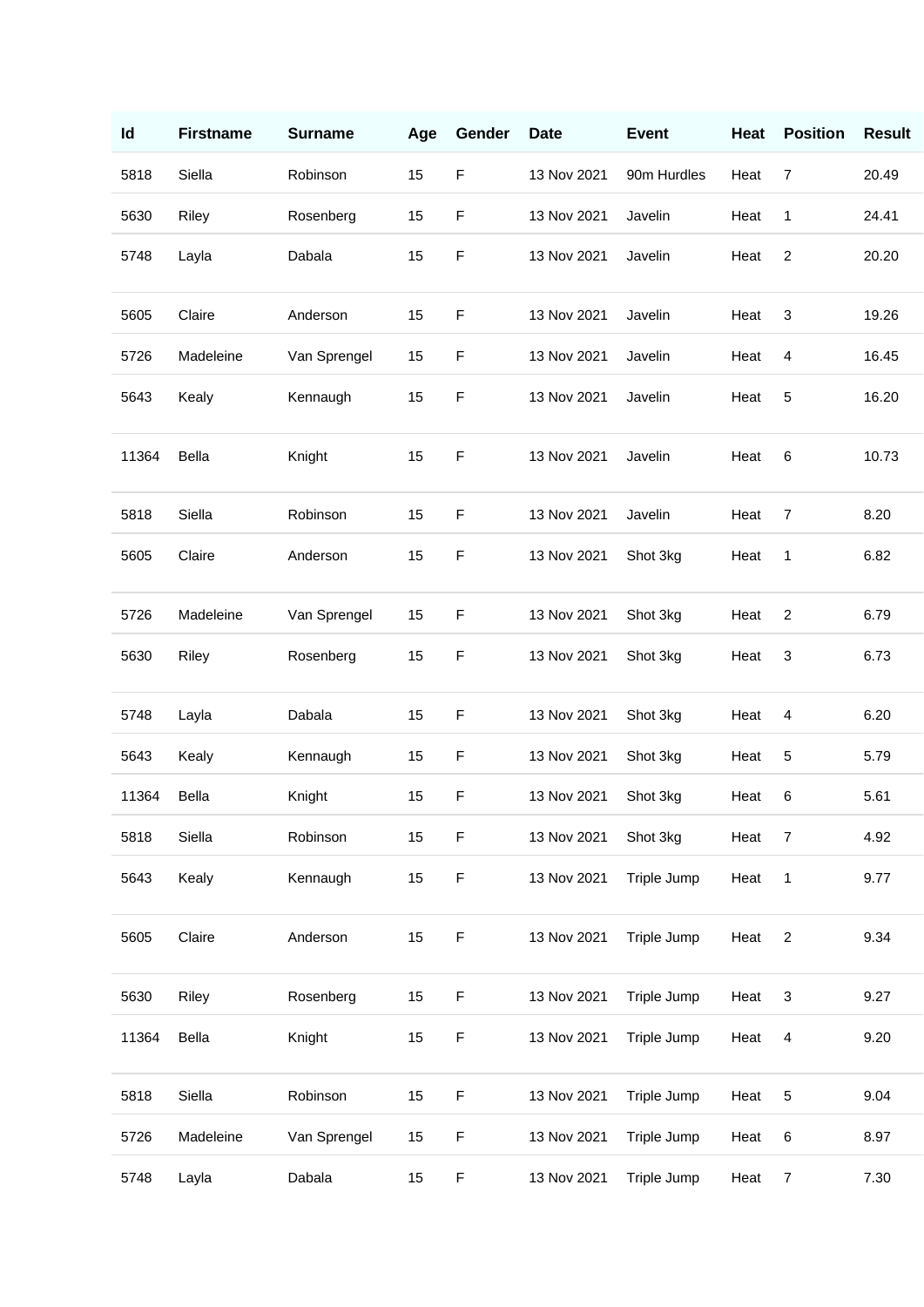| Id | Firstname | Surname | Age | Gender | Date | Event | Heat | Position | Result |
|---|---|---|---|---|---|---|---|---|---|
| 5818 | Siella | Robinson | 15 | F | 13 Nov 2021 | 90m Hurdles | Heat | 7 | 20.49 |
| 5630 | Riley | Rosenberg | 15 | F | 13 Nov 2021 | Javelin | Heat | 1 | 24.41 |
| 5748 | Layla | Dabala | 15 | F | 13 Nov 2021 | Javelin | Heat | 2 | 20.20 |
| 5605 | Claire | Anderson | 15 | F | 13 Nov 2021 | Javelin | Heat | 3 | 19.26 |
| 5726 | Madeleine | Van Sprengel | 15 | F | 13 Nov 2021 | Javelin | Heat | 4 | 16.45 |
| 5643 | Kealy | Kennaugh | 15 | F | 13 Nov 2021 | Javelin | Heat | 5 | 16.20 |
| 11364 | Bella | Knight | 15 | F | 13 Nov 2021 | Javelin | Heat | 6 | 10.73 |
| 5818 | Siella | Robinson | 15 | F | 13 Nov 2021 | Javelin | Heat | 7 | 8.20 |
| 5605 | Claire | Anderson | 15 | F | 13 Nov 2021 | Shot 3kg | Heat | 1 | 6.82 |
| 5726 | Madeleine | Van Sprengel | 15 | F | 13 Nov 2021 | Shot 3kg | Heat | 2 | 6.79 |
| 5630 | Riley | Rosenberg | 15 | F | 13 Nov 2021 | Shot 3kg | Heat | 3 | 6.73 |
| 5748 | Layla | Dabala | 15 | F | 13 Nov 2021 | Shot 3kg | Heat | 4 | 6.20 |
| 5643 | Kealy | Kennaugh | 15 | F | 13 Nov 2021 | Shot 3kg | Heat | 5 | 5.79 |
| 11364 | Bella | Knight | 15 | F | 13 Nov 2021 | Shot 3kg | Heat | 6 | 5.61 |
| 5818 | Siella | Robinson | 15 | F | 13 Nov 2021 | Shot 3kg | Heat | 7 | 4.92 |
| 5643 | Kealy | Kennaugh | 15 | F | 13 Nov 2021 | Triple Jump | Heat | 1 | 9.77 |
| 5605 | Claire | Anderson | 15 | F | 13 Nov 2021 | Triple Jump | Heat | 2 | 9.34 |
| 5630 | Riley | Rosenberg | 15 | F | 13 Nov 2021 | Triple Jump | Heat | 3 | 9.27 |
| 11364 | Bella | Knight | 15 | F | 13 Nov 2021 | Triple Jump | Heat | 4 | 9.20 |
| 5818 | Siella | Robinson | 15 | F | 13 Nov 2021 | Triple Jump | Heat | 5 | 9.04 |
| 5726 | Madeleine | Van Sprengel | 15 | F | 13 Nov 2021 | Triple Jump | Heat | 6 | 8.97 |
| 5748 | Layla | Dabala | 15 | F | 13 Nov 2021 | Triple Jump | Heat | 7 | 7.30 |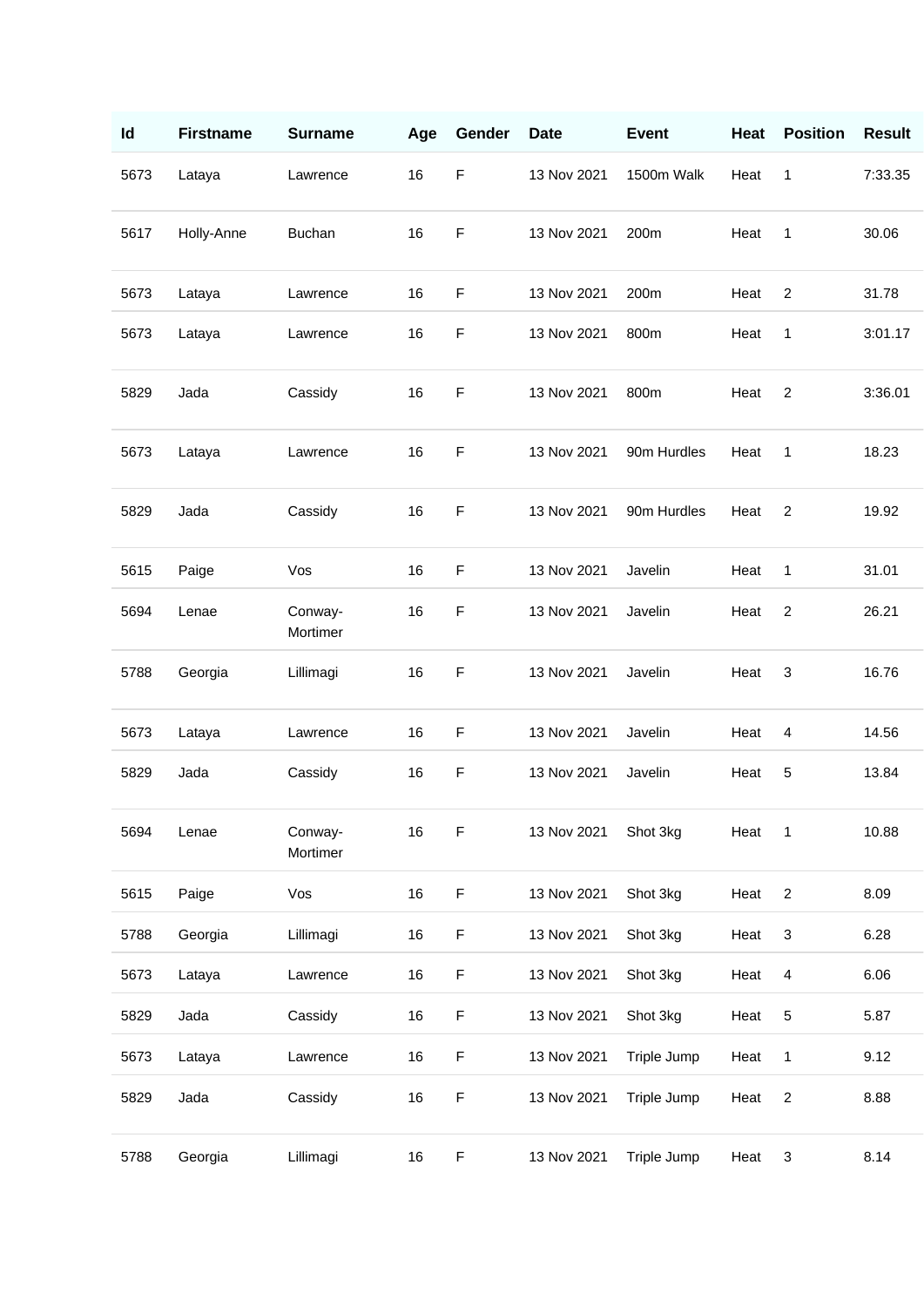| Id | Firstname | Surname | Age | Gender | Date | Event | Heat | Position | Result |
|---|---|---|---|---|---|---|---|---|---|
| 5673 | Lataya | Lawrence | 16 | F | 13 Nov 2021 | 1500m Walk | Heat | 1 | 7:33.35 |
| 5617 | Holly-Anne | Buchan | 16 | F | 13 Nov 2021 | 200m | Heat | 1 | 30.06 |
| 5673 | Lataya | Lawrence | 16 | F | 13 Nov 2021 | 200m | Heat | 2 | 31.78 |
| 5673 | Lataya | Lawrence | 16 | F | 13 Nov 2021 | 800m | Heat | 1 | 3:01.17 |
| 5829 | Jada | Cassidy | 16 | F | 13 Nov 2021 | 800m | Heat | 2 | 3:36.01 |
| 5673 | Lataya | Lawrence | 16 | F | 13 Nov 2021 | 90m Hurdles | Heat | 1 | 18.23 |
| 5829 | Jada | Cassidy | 16 | F | 13 Nov 2021 | 90m Hurdles | Heat | 2 | 19.92 |
| 5615 | Paige | Vos | 16 | F | 13 Nov 2021 | Javelin | Heat | 1 | 31.01 |
| 5694 | Lenae | Conway-Mortimer | 16 | F | 13 Nov 2021 | Javelin | Heat | 2 | 26.21 |
| 5788 | Georgia | Lillimagi | 16 | F | 13 Nov 2021 | Javelin | Heat | 3 | 16.76 |
| 5673 | Lataya | Lawrence | 16 | F | 13 Nov 2021 | Javelin | Heat | 4 | 14.56 |
| 5829 | Jada | Cassidy | 16 | F | 13 Nov 2021 | Javelin | Heat | 5 | 13.84 |
| 5694 | Lenae | Conway-Mortimer | 16 | F | 13 Nov 2021 | Shot 3kg | Heat | 1 | 10.88 |
| 5615 | Paige | Vos | 16 | F | 13 Nov 2021 | Shot 3kg | Heat | 2 | 8.09 |
| 5788 | Georgia | Lillimagi | 16 | F | 13 Nov 2021 | Shot 3kg | Heat | 3 | 6.28 |
| 5673 | Lataya | Lawrence | 16 | F | 13 Nov 2021 | Shot 3kg | Heat | 4 | 6.06 |
| 5829 | Jada | Cassidy | 16 | F | 13 Nov 2021 | Shot 3kg | Heat | 5 | 5.87 |
| 5673 | Lataya | Lawrence | 16 | F | 13 Nov 2021 | Triple Jump | Heat | 1 | 9.12 |
| 5829 | Jada | Cassidy | 16 | F | 13 Nov 2021 | Triple Jump | Heat | 2 | 8.88 |
| 5788 | Georgia | Lillimagi | 16 | F | 13 Nov 2021 | Triple Jump | Heat | 3 | 8.14 |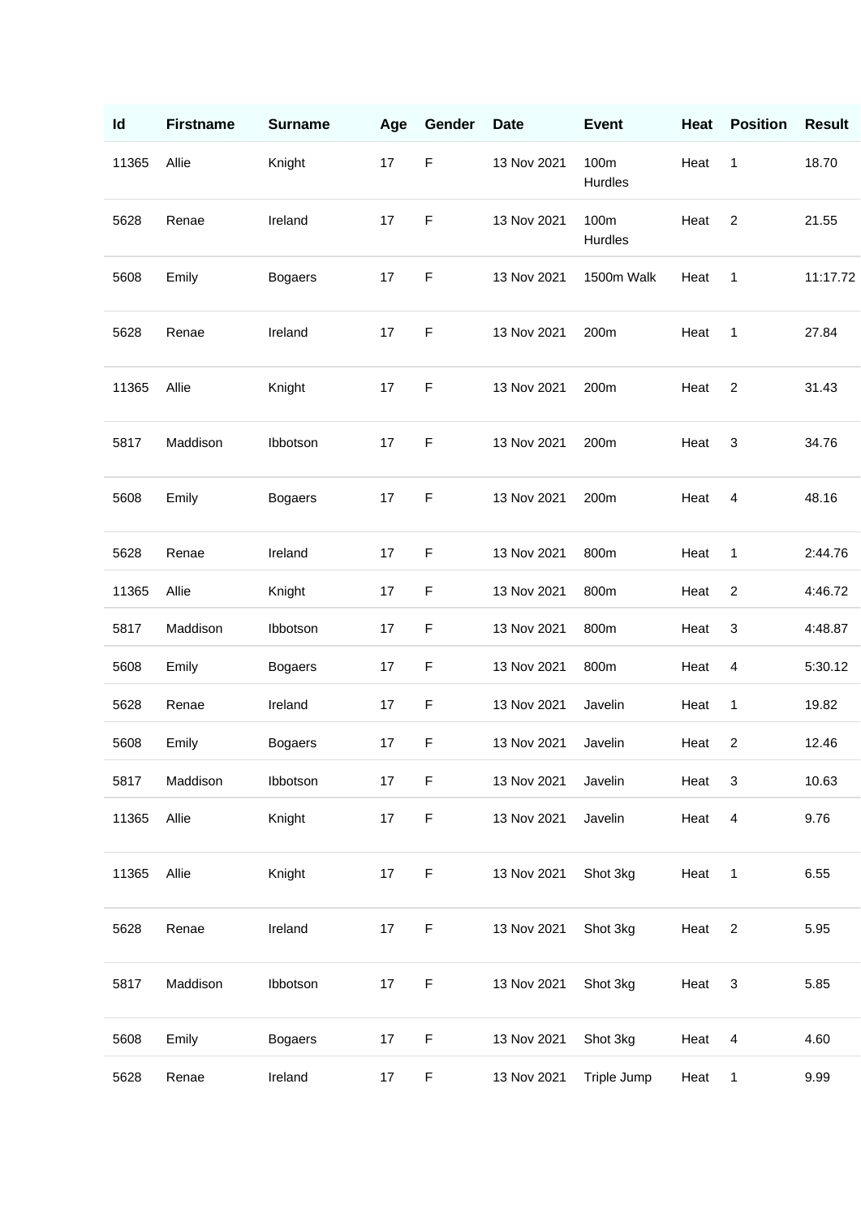| Id | Firstname | Surname | Age | Gender | Date | Event | Heat | Position | Result |
|---|---|---|---|---|---|---|---|---|---|
| 11365 | Allie | Knight | 17 | F | 13 Nov 2021 | 100m Hurdles | Heat | 1 | 18.70 |
| 5628 | Renae | Ireland | 17 | F | 13 Nov 2021 | 100m Hurdles | Heat | 2 | 21.55 |
| 5608 | Emily | Bogaers | 17 | F | 13 Nov 2021 | 1500m Walk | Heat | 1 | 11:17.72 |
| 5628 | Renae | Ireland | 17 | F | 13 Nov 2021 | 200m | Heat | 1 | 27.84 |
| 11365 | Allie | Knight | 17 | F | 13 Nov 2021 | 200m | Heat | 2 | 31.43 |
| 5817 | Maddison | Ibbotson | 17 | F | 13 Nov 2021 | 200m | Heat | 3 | 34.76 |
| 5608 | Emily | Bogaers | 17 | F | 13 Nov 2021 | 200m | Heat | 4 | 48.16 |
| 5628 | Renae | Ireland | 17 | F | 13 Nov 2021 | 800m | Heat | 1 | 2:44.76 |
| 11365 | Allie | Knight | 17 | F | 13 Nov 2021 | 800m | Heat | 2 | 4:46.72 |
| 5817 | Maddison | Ibbotson | 17 | F | 13 Nov 2021 | 800m | Heat | 3 | 4:48.87 |
| 5608 | Emily | Bogaers | 17 | F | 13 Nov 2021 | 800m | Heat | 4 | 5:30.12 |
| 5628 | Renae | Ireland | 17 | F | 13 Nov 2021 | Javelin | Heat | 1 | 19.82 |
| 5608 | Emily | Bogaers | 17 | F | 13 Nov 2021 | Javelin | Heat | 2 | 12.46 |
| 5817 | Maddison | Ibbotson | 17 | F | 13 Nov 2021 | Javelin | Heat | 3 | 10.63 |
| 11365 | Allie | Knight | 17 | F | 13 Nov 2021 | Javelin | Heat | 4 | 9.76 |
| 11365 | Allie | Knight | 17 | F | 13 Nov 2021 | Shot 3kg | Heat | 1 | 6.55 |
| 5628 | Renae | Ireland | 17 | F | 13 Nov 2021 | Shot 3kg | Heat | 2 | 5.95 |
| 5817 | Maddison | Ibbotson | 17 | F | 13 Nov 2021 | Shot 3kg | Heat | 3 | 5.85 |
| 5608 | Emily | Bogaers | 17 | F | 13 Nov 2021 | Shot 3kg | Heat | 4 | 4.60 |
| 5628 | Renae | Ireland | 17 | F | 13 Nov 2021 | Triple Jump | Heat | 1 | 9.99 |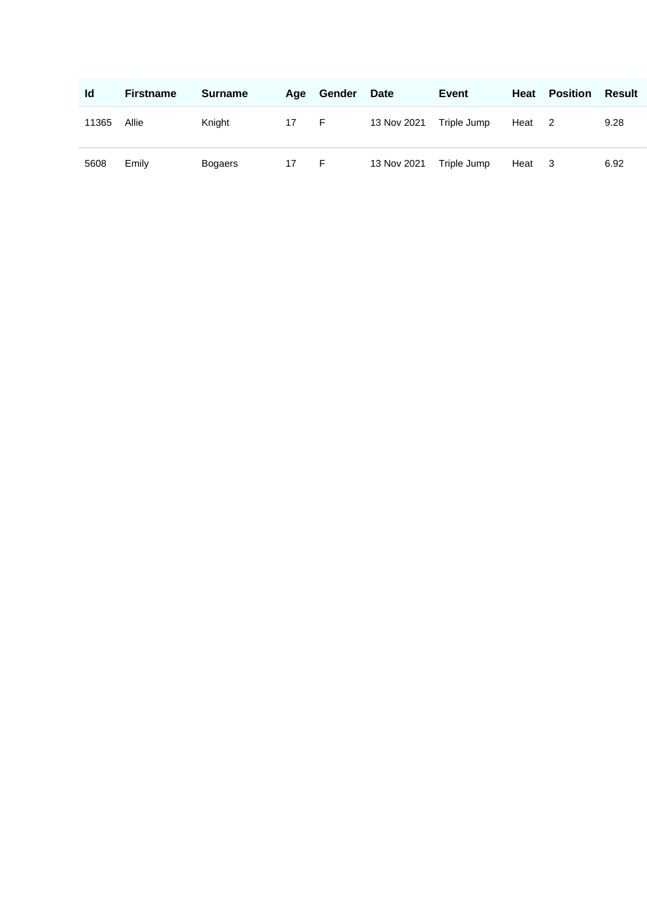| Id | Firstname | Surname | Age | Gender | Date | Event | Heat | Position | Result |
|---|---|---|---|---|---|---|---|---|---|
| 11365 | Allie | Knight | 17 | F | 13 Nov 2021 | Triple Jump | Heat | 2 | 9.28 |
| 5608 | Emily | Bogaers | 17 | F | 13 Nov 2021 | Triple Jump | Heat | 3 | 6.92 |